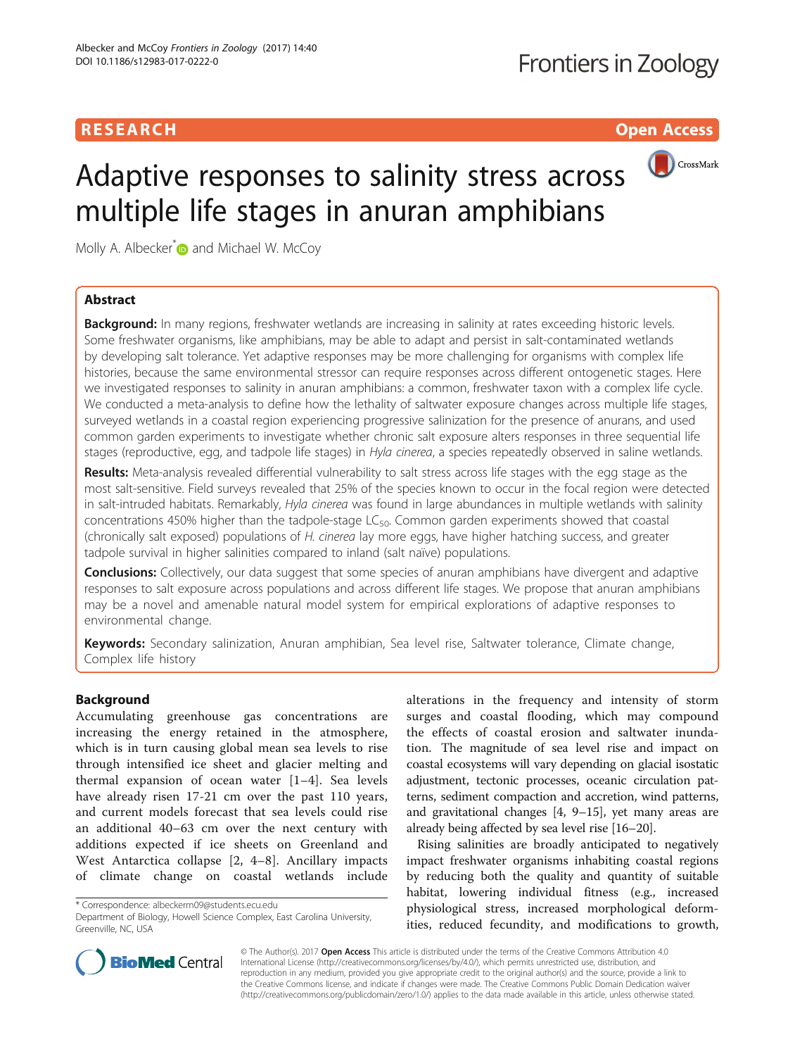RESEARCH Open Access

# Adaptive responses to salinity stress across multiple life stages in anuran amphibians

Molly A. Albecker* and Michael W. McCoy

## Abstract

**Background:** In many regions, freshwater wetlands are increasing in salinity at rates exceeding historic levels. Some freshwater organisms, like amphibians, may be able to adapt and persist in salt-contaminated wetlands by developing salt tolerance. Yet adaptive responses may be more challenging for organisms with complex life histories, because the same environmental stressor can require responses across different ontogenetic stages. Here we investigated responses to salinity in anuran amphibians: a common, freshwater taxon with a complex life cycle. We conducted a meta-analysis to define how the lethality of saltwater exposure changes across multiple life stages, surveyed wetlands in a coastal region experiencing progressive salinization for the presence of anurans, and used common garden experiments to investigate whether chronic salt exposure alters responses in three sequential life stages (reproductive, egg, and tadpole life stages) in *Hyla cinerea*, a species repeatedly observed in saline wetlands.

**Results:** Meta-analysis revealed differential vulnerability to salt stress across life stages with the egg stage as the most salt-sensitive. Field surveys revealed that 25% of the species known to occur in the focal region were detected in salt-intruded habitats. Remarkably, *Hyla cinerea* was found in large abundances in multiple wetlands with salinity concentrations 450% higher than the tadpole-stage $LC_{50}$. Common garden experiments showed that coastal (chronically salt exposed) populations of *H. cinerea* lay more eggs, have higher hatching success, and greater tadpole survival in higher salinities compared to inland (salt naïve) populations.

**Conclusions:** Collectively, our data suggest that some species of anuran amphibians have divergent and adaptive responses to salt exposure across populations and across different life stages. We propose that anuran amphibians may be a novel and amenable natural model system for empirical explorations of adaptive responses to environmental change.

**Keywords:** Secondary salinization, Anuran amphibian, Sea level rise, Saltwater tolerance, Climate change, Complex life history

## Background

Accumulating greenhouse gas concentrations are increasing the energy retained in the atmosphere, which is in turn causing global mean sea levels to rise through intensified ice sheet and glacier melting and thermal expansion of ocean water [1–4]. Sea levels have already risen 17-21 cm over the past 110 years, and current models forecast that sea levels could rise an additional 40–63 cm over the next century with additions expected if ice sheets on Greenland and West Antarctica collapse [2, 4–8]. Ancillary impacts of climate change on coastal wetlands include alterations in the frequency and intensity of storm surges and coastal flooding, which may compound the effects of coastal erosion and saltwater inundation. The magnitude of sea level rise and impact on coastal ecosystems will vary depending on glacial isostatic adjustment, tectonic processes, oceanic circulation patterns, sediment compaction and accretion, wind patterns, and gravitational changes [4, 9–15], yet many areas are already being affected by sea level rise [16–20].

Rising salinities are broadly anticipated to negatively impact freshwater organisms inhabiting coastal regions by reducing both the quality and quantity of suitable habitat, lowering individual fitness (e.g., increased physiological stress, increased morphological deformities, reduced fecundity, and modifications to growth,

\* Correspondence: albeckerm09@students.ecu.edu
Department of Biology, Howell Science Complex, East Carolina University, Greenville, NC, USA

© The Author(s). 2017 **Open Access** This article is distributed under the terms of the Creative Commons Attribution 4.0 International License (http://creativecommons.org/licenses/by/4.0/), which permits unrestricted use, distribution, and reproduction in any medium, provided you give appropriate credit to the original author(s) and the source, provide a link to the Creative Commons license, and indicate if changes were made. The Creative Commons Public Domain Dedication waiver (http://creativecommons.org/publicdomain/zero/1.0/) applies to the data made available in this article, unless otherwise stated.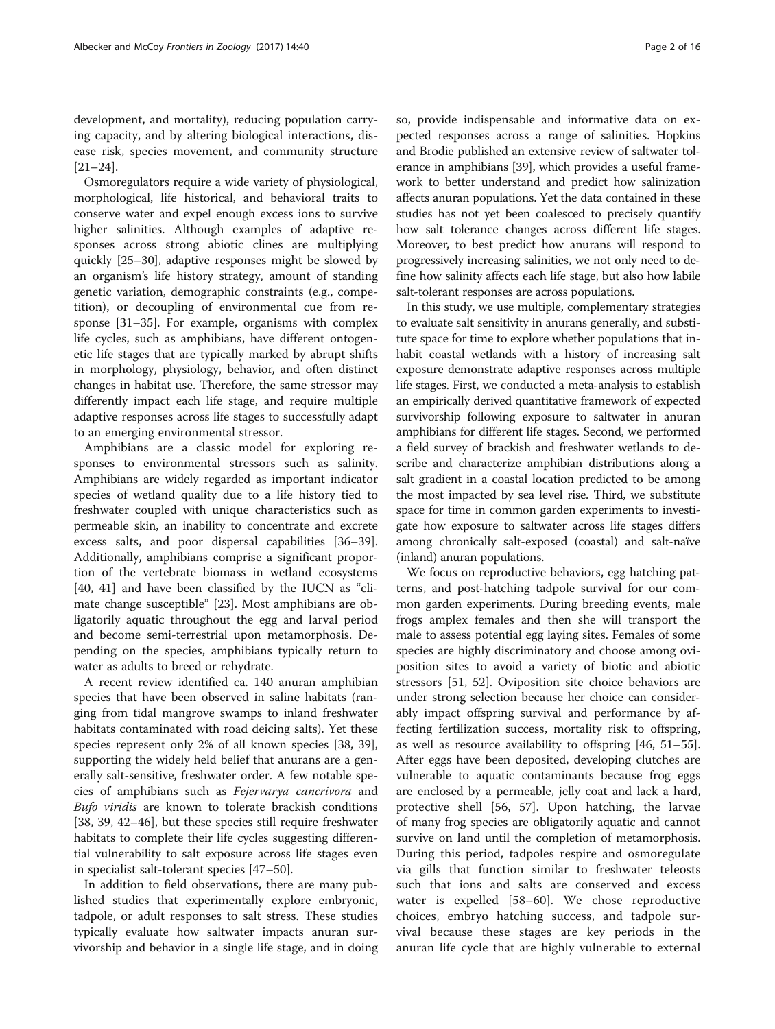development, and mortality), reducing population carrying capacity, and by altering biological interactions, disease risk, species movement, and community structure [21–24].

Osmoregulators require a wide variety of physiological, morphological, life historical, and behavioral traits to conserve water and expel enough excess ions to survive higher salinities. Although examples of adaptive responses across strong abiotic clines are multiplying quickly [25–30], adaptive responses might be slowed by an organism's life history strategy, amount of standing genetic variation, demographic constraints (e.g., competition), or decoupling of environmental cue from response [31–35]. For example, organisms with complex life cycles, such as amphibians, have different ontogenetic life stages that are typically marked by abrupt shifts in morphology, physiology, behavior, and often distinct changes in habitat use. Therefore, the same stressor may differently impact each life stage, and require multiple adaptive responses across life stages to successfully adapt to an emerging environmental stressor.

Amphibians are a classic model for exploring responses to environmental stressors such as salinity. Amphibians are widely regarded as important indicator species of wetland quality due to a life history tied to freshwater coupled with unique characteristics such as permeable skin, an inability to concentrate and excrete excess salts, and poor dispersal capabilities [36–39]. Additionally, amphibians comprise a significant proportion of the vertebrate biomass in wetland ecosystems [40, 41] and have been classified by the IUCN as "climate change susceptible" [23]. Most amphibians are obligatorily aquatic throughout the egg and larval period and become semi-terrestrial upon metamorphosis. Depending on the species, amphibians typically return to water as adults to breed or rehydrate.

A recent review identified ca. 140 anuran amphibian species that have been observed in saline habitats (ranging from tidal mangrove swamps to inland freshwater habitats contaminated with road deicing salts). Yet these species represent only 2% of all known species [38, 39], supporting the widely held belief that anurans are a generally salt-sensitive, freshwater order. A few notable species of amphibians such as *Fejervarya cancrivora* and *Bufo viridis* are known to tolerate brackish conditions [38, 39, 42–46], but these species still require freshwater habitats to complete their life cycles suggesting differential vulnerability to salt exposure across life stages even in specialist salt-tolerant species [47–50].

In addition to field observations, there are many published studies that experimentally explore embryonic, tadpole, or adult responses to salt stress. These studies typically evaluate how saltwater impacts anuran survivorship and behavior in a single life stage, and in doing so, provide indispensable and informative data on expected responses across a range of salinities. Hopkins and Brodie published an extensive review of saltwater tolerance in amphibians [39], which provides a useful framework to better understand and predict how salinization affects anuran populations. Yet the data contained in these studies has not yet been coalesced to precisely quantify how salt tolerance changes across different life stages. Moreover, to best predict how anurans will respond to progressively increasing salinities, we not only need to define how salinity affects each life stage, but also how labile salt-tolerant responses are across populations.

In this study, we use multiple, complementary strategies to evaluate salt sensitivity in anurans generally, and substitute space for time to explore whether populations that inhabit coastal wetlands with a history of increasing salt exposure demonstrate adaptive responses across multiple life stages. First, we conducted a meta-analysis to establish an empirically derived quantitative framework of expected survivorship following exposure to saltwater in anuran amphibians for different life stages. Second, we performed a field survey of brackish and freshwater wetlands to describe and characterize amphibian distributions along a salt gradient in a coastal location predicted to be among the most impacted by sea level rise. Third, we substitute space for time in common garden experiments to investigate how exposure to saltwater across life stages differs among chronically salt-exposed (coastal) and salt-naïve (inland) anuran populations.

We focus on reproductive behaviors, egg hatching patterns, and post-hatching tadpole survival for our common garden experiments. During breeding events, male frogs amplex females and then she will transport the male to assess potential egg laying sites. Females of some species are highly discriminatory and choose among oviposition sites to avoid a variety of biotic and abiotic stressors [51, 52]. Oviposition site choice behaviors are under strong selection because her choice can considerably impact offspring survival and performance by affecting fertilization success, mortality risk to offspring, as well as resource availability to offspring [46, 51–55]. After eggs have been deposited, developing clutches are vulnerable to aquatic contaminants because frog eggs are enclosed by a permeable, jelly coat and lack a hard, protective shell [56, 57]. Upon hatching, the larvae of many frog species are obligatorily aquatic and cannot survive on land until the completion of metamorphosis. During this period, tadpoles respire and osmoregulate via gills that function similar to freshwater teleosts such that ions and salts are conserved and excess water is expelled [58–60]. We chose reproductive choices, embryo hatching success, and tadpole survival because these stages are key periods in the anuran life cycle that are highly vulnerable to external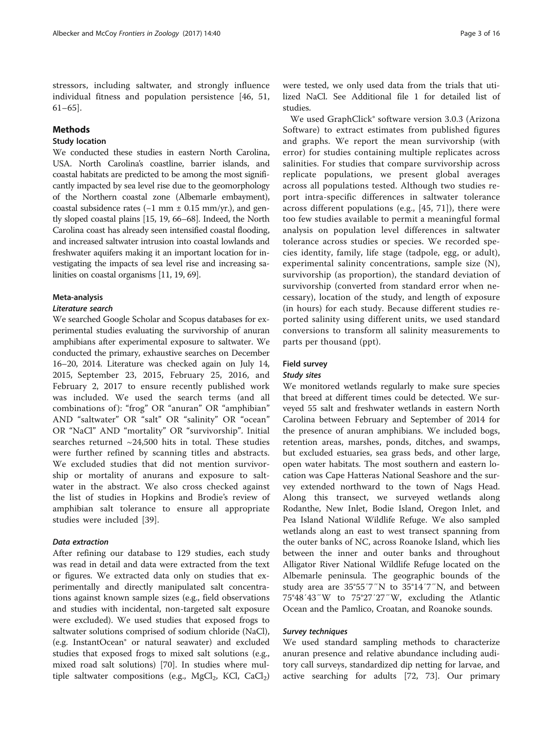stressors, including saltwater, and strongly influence individual fitness and population persistence [46, 51, 61–65].

## Methods

### Study location

We conducted these studies in eastern North Carolina, USA. North Carolina's coastline, barrier islands, and coastal habitats are predicted to be among the most significantly impacted by sea level rise due to the geomorphology of the Northern coastal zone (Albemarle embayment), coastal subsidence rates (−1 mm ± 0.15 mm/yr.), and gently sloped coastal plains [15, 19, 66–68]. Indeed, the North Carolina coast has already seen intensified coastal flooding, and increased saltwater intrusion into coastal lowlands and freshwater aquifers making it an important location for investigating the impacts of sea level rise and increasing salinities on coastal organisms [11, 19, 69].

### Meta-analysis

#### *Literature search*

We searched Google Scholar and Scopus databases for experimental studies evaluating the survivorship of anuran amphibians after experimental exposure to saltwater. We conducted the primary, exhaustive searches on December 16–20, 2014. Literature was checked again on July 14, 2015, September 23, 2015, February 25, 2016, and February 2, 2017 to ensure recently published work was included. We used the search terms (and all combinations of): "frog" OR "anuran" OR "amphibian" AND "saltwater" OR "salt" OR "salinity" OR "ocean" OR "NaCl" AND "mortality" OR "survivorship". Initial searches returned ~24,500 hits in total. These studies were further refined by scanning titles and abstracts. We excluded studies that did not mention survivorship or mortality of anurans and exposure to saltwater in the abstract. We also cross checked against the list of studies in Hopkins and Brodie's review of amphibian salt tolerance to ensure all appropriate studies were included [39].

#### *Data extraction*

After refining our database to 129 studies, each study was read in detail and data were extracted from the text or figures. We extracted data only on studies that experimentally and directly manipulated salt concentrations against known sample sizes (e.g., field observations and studies with incidental, non-targeted salt exposure were excluded). We used studies that exposed frogs to saltwater solutions comprised of sodium chloride (NaCl), (e.g. InstantOcean® or natural seawater) and excluded studies that exposed frogs to mixed salt solutions (e.g., mixed road salt solutions) [70]. In studies where multiple saltwater compositions (e.g., $MgCl_2$, KCl, $CaCl_2$) were tested, we only used data from the trials that utilized NaCl. See Additional file 1 for detailed list of studies.

We used GraphClick® software version 3.0.3 (Arizona Software) to extract estimates from published figures and graphs. We report the mean survivorship (with error) for studies containing multiple replicates across salinities. For studies that compare survivorship across replicate populations, we present global averages across all populations tested. Although two studies report intra-specific differences in saltwater tolerance across different populations (e.g., [45, 71]), there were too few studies available to permit a meaningful formal analysis on population level differences in saltwater tolerance across studies or species. We recorded species identity, family, life stage (tadpole, egg, or adult), experimental salinity concentrations, sample size (N), survivorship (as proportion), the standard deviation of survivorship (converted from standard error when necessary), location of the study, and length of exposure (in hours) for each study. Because different studies reported salinity using different units, we used standard conversions to transform all salinity measurements to parts per thousand (ppt).

### Field survey

#### *Study sites*

We monitored wetlands regularly to make sure species that breed at different times could be detected. We surveyed 55 salt and freshwater wetlands in eastern North Carolina between February and September of 2014 for the presence of anuran amphibians. We included bogs, retention areas, marshes, ponds, ditches, and swamps, but excluded estuaries, sea grass beds, and other large, open water habitats. The most southern and eastern location was Cape Hatteras National Seashore and the survey extended northward to the town of Nags Head. Along this transect, we surveyed wetlands along Rodanthe, New Inlet, Bodie Island, Oregon Inlet, and Pea Island National Wildlife Refuge. We also sampled wetlands along an east to west transect spanning from the outer banks of NC, across Roanoke Island, which lies between the inner and outer banks and throughout Alligator River National Wildlife Refuge located on the Albemarle peninsula. The geographic bounds of the study area are 35°55′7″N to 35°14′7″N, and between 75°48′43″W to 75°27′27″W, excluding the Atlantic Ocean and the Pamlico, Croatan, and Roanoke sounds.

#### *Survey techniques*

We used standard sampling methods to characterize anuran presence and relative abundance including auditory call surveys, standardized dip netting for larvae, and active searching for adults [72, 73]. Our primary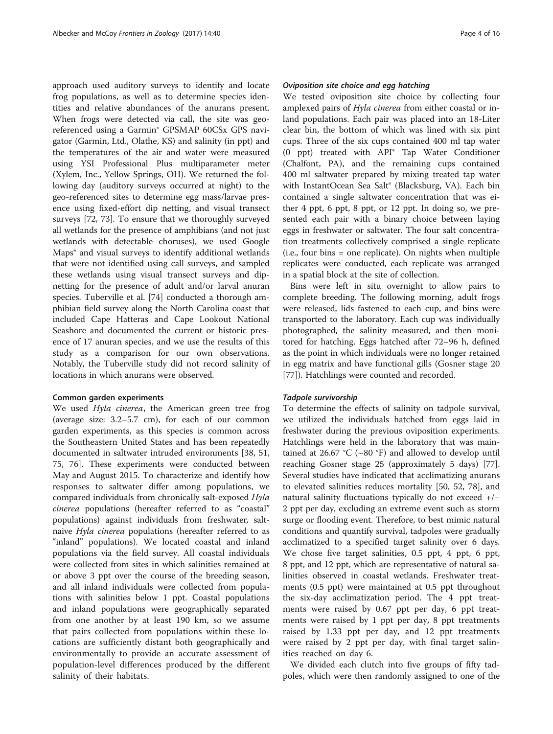approach used auditory surveys to identify and locate frog populations, as well as to determine species identities and relative abundances of the anurans present. When frogs were detected via call, the site was georeferenced using a Garmin® GPSMAP 60CSx GPS navigator (Garmin, Ltd., Olathe, KS) and salinity (in ppt) and the temperatures of the air and water were measured using YSI Professional Plus multiparameter meter (Xylem, Inc., Yellow Springs, OH). We returned the following day (auditory surveys occurred at night) to the geo-referenced sites to determine egg mass/larvae presence using fixed-effort dip netting, and visual transect surveys [72, 73]. To ensure that we thoroughly surveyed all wetlands for the presence of amphibians (and not just wetlands with detectable choruses), we used Google Maps® and visual surveys to identify additional wetlands that were not identified using call surveys, and sampled these wetlands using visual transect surveys and dipnetting for the presence of adult and/or larval anuran species. Tuberville et al. [74] conducted a thorough amphibian field survey along the North Carolina coast that included Cape Hatteras and Cape Lookout National Seashore and documented the current or historic presence of 17 anuran species, and we use the results of this study as a comparison for our own observations. Notably, the Tuberville study did not record salinity of locations in which anurans were observed.

### Common garden experiments

We used *Hyla cinerea*, the American green tree frog (average size: 3.2–5.7 cm), for each of our common garden experiments, as this species is common across the Southeastern United States and has been repeatedly documented in saltwater intruded environments [38, 51, 75, 76]. These experiments were conducted between May and August 2015. To characterize and identify how responses to saltwater differ among populations, we compared individuals from chronically salt-exposed *Hyla cinerea* populations (hereafter referred to as "coastal" populations) against individuals from freshwater, salt-naive *Hyla cinerea* populations (hereafter referred to as "inland" populations). We located coastal and inland populations via the field survey. All coastal individuals were collected from sites in which salinities remained at or above 3 ppt over the course of the breeding season, and all inland individuals were collected from populations with salinities below 1 ppt. Coastal populations and inland populations were geographically separated from one another by at least 190 km, so we assume that pairs collected from populations within these locations are sufficiently distant both geographically and environmentally to provide an accurate assessment of population-level differences produced by the different salinity of their habitats.

#### *Oviposition site choice and egg hatching*

We tested oviposition site choice by collecting four amplexed pairs of *Hyla cinerea* from either coastal or inland populations. Each pair was placed into an 18-Liter clear bin, the bottom of which was lined with six pint cups. Three of the six cups contained 400 ml tap water (0 ppt) treated with API® Tap Water Conditioner (Chalfont, PA), and the remaining cups contained 400 ml saltwater prepared by mixing treated tap water with InstantOcean Sea Salt® (Blacksburg, VA). Each bin contained a single saltwater concentration that was either 4 ppt, 6 ppt, 8 ppt, or 12 ppt. In doing so, we presented each pair with a binary choice between laying eggs in freshwater or saltwater. The four salt concentration treatments collectively comprised a single replicate (i.e., four bins = one replicate). On nights when multiple replicates were conducted, each replicate was arranged in a spatial block at the site of collection.

Bins were left in situ overnight to allow pairs to complete breeding. The following morning, adult frogs were released, lids fastened to each cup, and bins were transported to the laboratory. Each cup was individually photographed, the salinity measured, and then monitored for hatching. Eggs hatched after 72–96 h, defined as the point in which individuals were no longer retained in egg matrix and have functional gills (Gosner stage 20 [77]). Hatchlings were counted and recorded.

#### *Tadpole survivorship*

To determine the effects of salinity on tadpole survival, we utilized the individuals hatched from eggs laid in freshwater during the previous oviposition experiments. Hatchlings were held in the laboratory that was maintained at 26.67 °C (~80 °F) and allowed to develop until reaching Gosner stage 25 (approximately 5 days) [77]. Several studies have indicated that acclimatizing anurans to elevated salinities reduces mortality [50, 52, 78], and natural salinity fluctuations typically do not exceed +/− 2 ppt per day, excluding an extreme event such as storm surge or flooding event. Therefore, to best mimic natural conditions and quantify survival, tadpoles were gradually acclimatized to a specified target salinity over 6 days. We chose five target salinities, 0.5 ppt, 4 ppt, 6 ppt, 8 ppt, and 12 ppt, which are representative of natural salinities observed in coastal wetlands. Freshwater treatments (0.5 ppt) were maintained at 0.5 ppt throughout the six-day acclimatization period. The 4 ppt treatments were raised by 0.67 ppt per day, 6 ppt treatments were raised by 1 ppt per day, 8 ppt treatments raised by 1.33 ppt per day, and 12 ppt treatments were raised by 2 ppt per day, with final target salinities reached on day 6.

We divided each clutch into five groups of fifty tadpoles, which were then randomly assigned to one of the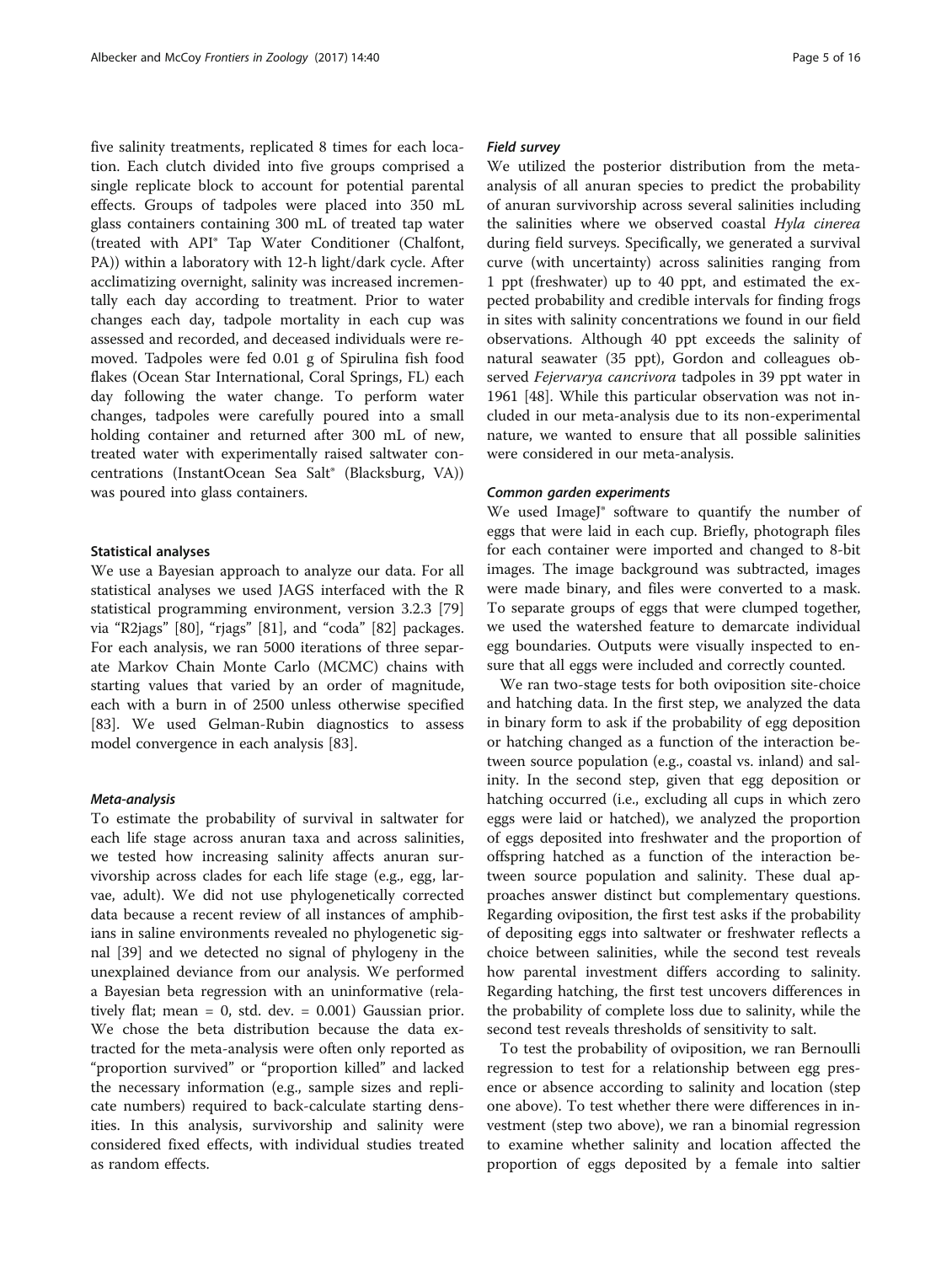five salinity treatments, replicated 8 times for each location. Each clutch divided into five groups comprised a single replicate block to account for potential parental effects. Groups of tadpoles were placed into 350 mL glass containers containing 300 mL of treated tap water (treated with API® Tap Water Conditioner (Chalfont, PA)) within a laboratory with 12-h light/dark cycle. After acclimatizing overnight, salinity was increased incrementally each day according to treatment. Prior to water changes each day, tadpole mortality in each cup was assessed and recorded, and deceased individuals were removed. Tadpoles were fed 0.01 g of Spirulina fish food flakes (Ocean Star International, Coral Springs, FL) each day following the water change. To perform water changes, tadpoles were carefully poured into a small holding container and returned after 300 mL of new, treated water with experimentally raised saltwater concentrations (InstantOcean Sea Salt® (Blacksburg, VA)) was poured into glass containers.

### Statistical analyses

We use a Bayesian approach to analyze our data. For all statistical analyses we used JAGS interfaced with the R statistical programming environment, version 3.2.3 [79] via "R2jags" [80], "rjags" [81], and "coda" [82] packages. For each analysis, we ran 5000 iterations of three separate Markov Chain Monte Carlo (MCMC) chains with starting values that varied by an order of magnitude, each with a burn in of 2500 unless otherwise specified [83]. We used Gelman-Rubin diagnostics to assess model convergence in each analysis [83].

#### Meta-analysis

To estimate the probability of survival in saltwater for each life stage across anuran taxa and across salinities, we tested how increasing salinity affects anuran survivorship across clades for each life stage (e.g., egg, larvae, adult). We did not use phylogenetically corrected data because a recent review of all instances of amphibians in saline environments revealed no phylogenetic signal [39] and we detected no signal of phylogeny in the unexplained deviance from our analysis. We performed a Bayesian beta regression with an uninformative (relatively flat; mean = 0, std. dev. = 0.001) Gaussian prior. We chose the beta distribution because the data extracted for the meta-analysis were often only reported as "proportion survived" or "proportion killed" and lacked the necessary information (e.g., sample sizes and replicate numbers) required to back-calculate starting densities. In this analysis, survivorship and salinity were considered fixed effects, with individual studies treated as random effects.

#### Field survey

We utilized the posterior distribution from the meta-analysis of all anuran species to predict the probability of anuran survivorship across several salinities including the salinities where we observed coastal *Hyla cinerea* during field surveys. Specifically, we generated a survival curve (with uncertainty) across salinities ranging from 1 ppt (freshwater) up to 40 ppt, and estimated the expected probability and credible intervals for finding frogs in sites with salinity concentrations we found in our field observations. Although 40 ppt exceeds the salinity of natural seawater (35 ppt), Gordon and colleagues observed *Fejervarya cancrivora* tadpoles in 39 ppt water in 1961 [48]. While this particular observation was not included in our meta-analysis due to its non-experimental nature, we wanted to ensure that all possible salinities were considered in our meta-analysis.

#### Common garden experiments

We used ImageJ® software to quantify the number of eggs that were laid in each cup. Briefly, photograph files for each container were imported and changed to 8-bit images. The image background was subtracted, images were made binary, and files were converted to a mask. To separate groups of eggs that were clumped together, we used the watershed feature to demarcate individual egg boundaries. Outputs were visually inspected to ensure that all eggs were included and correctly counted.

We ran two-stage tests for both oviposition site-choice and hatching data. In the first step, we analyzed the data in binary form to ask if the probability of egg deposition or hatching changed as a function of the interaction between source population (e.g., coastal vs. inland) and salinity. In the second step, given that egg deposition or hatching occurred (i.e., excluding all cups in which zero eggs were laid or hatched), we analyzed the proportion of eggs deposited into freshwater and the proportion of offspring hatched as a function of the interaction between source population and salinity. These dual approaches answer distinct but complementary questions. Regarding oviposition, the first test asks if the probability of depositing eggs into saltwater or freshwater reflects a choice between salinities, while the second test reveals how parental investment differs according to salinity. Regarding hatching, the first test uncovers differences in the probability of complete loss due to salinity, while the second test reveals thresholds of sensitivity to salt.

To test the probability of oviposition, we ran Bernoulli regression to test for a relationship between egg presence or absence according to salinity and location (step one above). To test whether there were differences in investment (step two above), we ran a binomial regression to examine whether salinity and location affected the proportion of eggs deposited by a female into saltier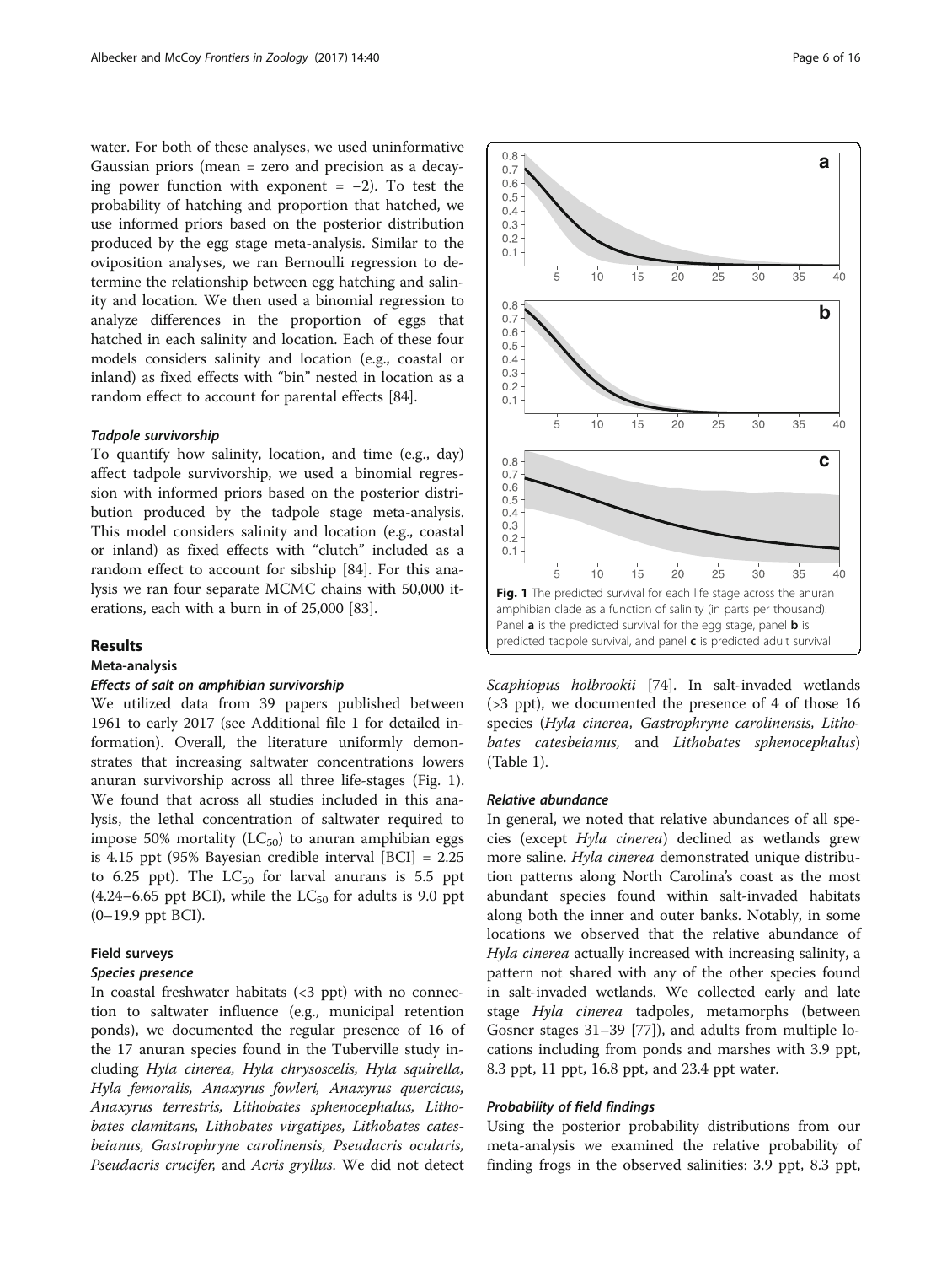water. For both of these analyses, we used uninformative Gaussian priors (mean = zero and precision as a decaying power function with exponent = −2). To test the probability of hatching and proportion that hatched, we use informed priors based on the posterior distribution produced by the egg stage meta-analysis. Similar to the oviposition analyses, we ran Bernoulli regression to determine the relationship between egg hatching and salinity and location. We then used a binomial regression to analyze differences in the proportion of eggs that hatched in each salinity and location. Each of these four models considers salinity and location (e.g., coastal or inland) as fixed effects with "bin" nested in location as a random effect to account for parental effects [84].

#### *Tadpole survivorship*

To quantify how salinity, location, and time (e.g., day) affect tadpole survivorship, we used a binomial regression with informed priors based on the posterior distribution produced by the tadpole stage meta-analysis. This model considers salinity and location (e.g., coastal or inland) as fixed effects with "clutch" included as a random effect to account for sibship [84]. For this analysis we ran four separate MCMC chains with 50,000 iterations, each with a burn in of 25,000 [83].

## Results

### Meta-analysis

#### *Effects of salt on amphibian survivorship*

We utilized data from 39 papers published between 1961 to early 2017 (see Additional file 1 for detailed information). Overall, the literature uniformly demonstrates that increasing saltwater concentrations lowers anuran survivorship across all three life-stages (Fig. 1). We found that across all studies included in this analysis, the lethal concentration of saltwater required to impose 50% mortality ($LC_{50}$) to anuran amphibian eggs is 4.15 ppt (95% Bayesian credible interval [BCI] = 2.25 to 6.25 ppt). The $LC_{50}$ for larval anurans is 5.5 ppt (4.24–6.65 ppt BCI), while the $LC_{50}$ for adults is 9.0 ppt (0–19.9 ppt BCI).

**Fig. 1** The predicted survival for each life stage across the anuran amphibian clade as a function of salinity (in parts per thousand). Panel **a** is the predicted survival for the egg stage, panel **b** is predicted tadpole survival, and panel **c** is predicted adult survival

### Field surveys

#### *Species presence*

In coastal freshwater habitats (<3 ppt) with no connection to saltwater influence (e.g., municipal retention ponds), we documented the regular presence of 16 of the 17 anuran species found in the Tuberville study including *Hyla cinerea, Hyla chrysoscelis, Hyla squirella, Hyla femoralis, Anaxyrus fowleri, Anaxyrus quercicus, Anaxyrus terrestris, Lithobates sphenocephalus, Lithobates clamitans, Lithobates virgatipes, Lithobates catesbeianus, Gastrophryne carolinensis, Pseudacris ocularis, Pseudacris crucifer,* and *Acris gryllus*. We did not detect *Scaphiopus holbrookii* [74]. In salt-invaded wetlands (>3 ppt), we documented the presence of 4 of those 16 species (*Hyla cinerea, Gastrophryne carolinensis, Lithobates catesbeianus,* and *Lithobates sphenocephalus*) (Table 1).

#### *Relative abundance*

In general, we noted that relative abundances of all species (except *Hyla cinerea*) declined as wetlands grew more saline. *Hyla cinerea* demonstrated unique distribution patterns along North Carolina's coast as the most abundant species found within salt-invaded habitats along both the inner and outer banks. Notably, in some locations we observed that the relative abundance of *Hyla cinerea* actually increased with increasing salinity, a pattern not shared with any of the other species found in salt-invaded wetlands. We collected early and late stage *Hyla cinerea* tadpoles, metamorphs (between Gosner stages 31–39 [77]), and adults from multiple locations including from ponds and marshes with 3.9 ppt, 8.3 ppt, 11 ppt, 16.8 ppt, and 23.4 ppt water.

#### *Probability of field findings*

Using the posterior probability distributions from our meta-analysis we examined the relative probability of finding frogs in the observed salinities: 3.9 ppt, 8.3 ppt,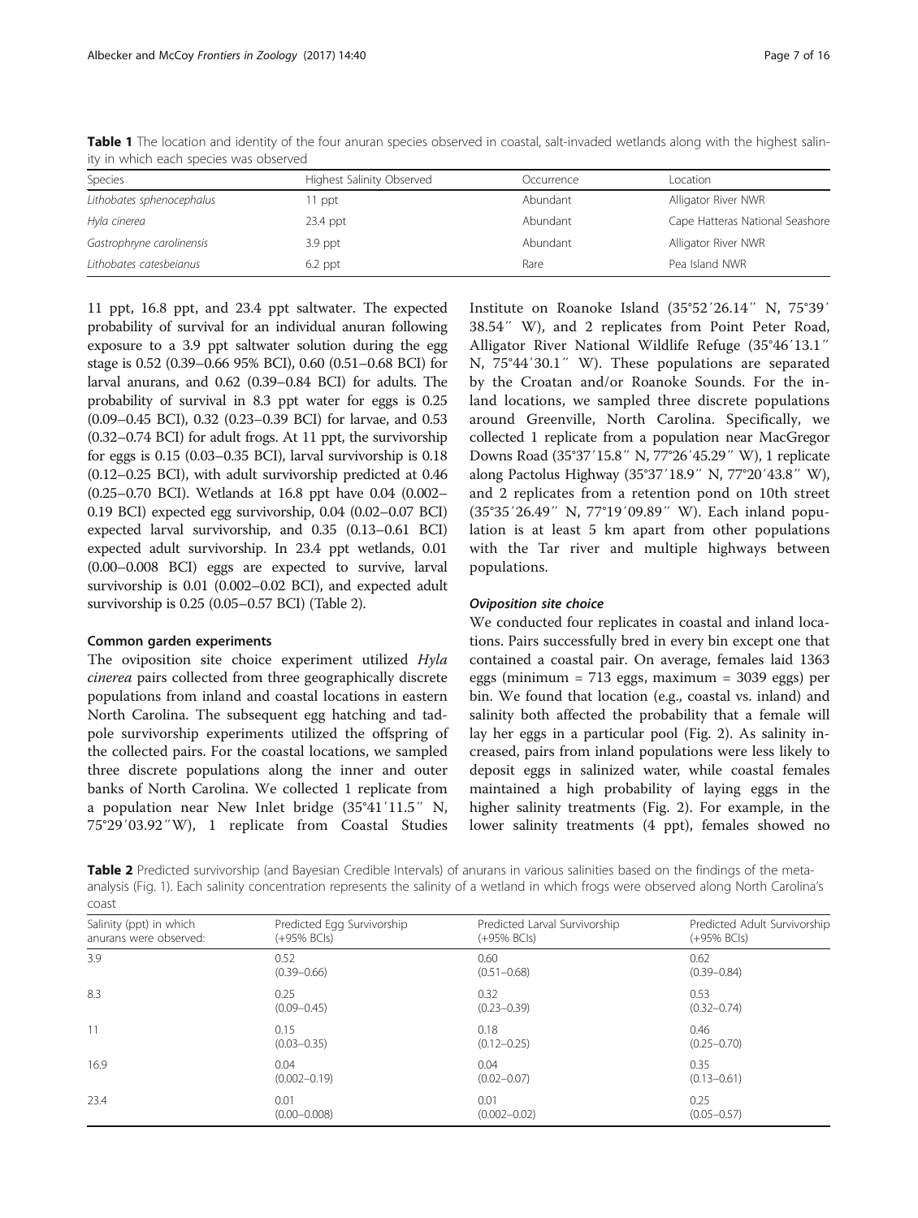**Table 1** The location and identity of the four anuran species observed in coastal, salt-invaded wetlands along with the highest salinity in which each species was observed

| Species | Highest Salinity Observed | Occurrence | Location |
|---|---|---|---|
| *Lithobates sphenocephalus* | 11 ppt | Abundant | Alligator River NWR |
| *Hyla cinerea* | 23.4 ppt | Abundant | Cape Hatteras National Seashore |
| *Gastrophryne carolinensis* | 3.9 ppt | Abundant | Alligator River NWR |
| *Lithobates catesbeianus* | 6.2 ppt | Rare | Pea Island NWR |

11 ppt, 16.8 ppt, and 23.4 ppt saltwater. The expected probability of survival for an individual anuran following exposure to a 3.9 ppt saltwater solution during the egg stage is 0.52 (0.39–0.66 95% BCI), 0.60 (0.51–0.68 BCI) for larval anurans, and 0.62 (0.39–0.84 BCI) for adults. The probability of survival in 8.3 ppt water for eggs is 0.25 (0.09–0.45 BCI), 0.32 (0.23–0.39 BCI) for larvae, and 0.53 (0.32–0.74 BCI) for adult frogs. At 11 ppt, the survivorship for eggs is 0.15 (0.03–0.35 BCI), larval survivorship is 0.18 (0.12–0.25 BCI), with adult survivorship predicted at 0.46 (0.25–0.70 BCI). Wetlands at 16.8 ppt have 0.04 (0.002–0.19 BCI) expected egg survivorship, 0.04 (0.02–0.07 BCI) expected larval survivorship, and 0.35 (0.13–0.61 BCI) expected adult survivorship. In 23.4 ppt wetlands, 0.01 (0.00–0.008 BCI) eggs are expected to survive, larval survivorship is 0.01 (0.002–0.02 BCI), and expected adult survivorship is 0.25 (0.05–0.57 BCI) (Table 2).

#### Common garden experiments

The oviposition site choice experiment utilized *Hyla cinerea* pairs collected from three geographically discrete populations from inland and coastal locations in eastern North Carolina. The subsequent egg hatching and tadpole survivorship experiments utilized the offspring of the collected pairs. For the coastal locations, we sampled three discrete populations along the inner and outer banks of North Carolina. We collected 1 replicate from a population near New Inlet bridge (35°41′11.5″ N, 75°29′03.92″W), 1 replicate from Coastal Studies Institute on Roanoke Island (35°52′26.14″ N, 75°39′ 38.54″ W), and 2 replicates from Point Peter Road, Alligator River National Wildlife Refuge (35°46′13.1″ N, 75°44′30.1″ W). These populations are separated by the Croatan and/or Roanoke Sounds. For the inland locations, we sampled three discrete populations around Greenville, North Carolina. Specifically, we collected 1 replicate from a population near MacGregor Downs Road (35°37′15.8″ N, 77°26′45.29″ W), 1 replicate along Pactolus Highway (35°37′18.9″ N, 77°20′43.8″ W), and 2 replicates from a retention pond on 10th street (35°35′26.49″ N, 77°19′09.89″ W). Each inland population is at least 5 km apart from other populations with the Tar river and multiple highways between populations.

#### *Oviposition site choice*

We conducted four replicates in coastal and inland locations. Pairs successfully bred in every bin except one that contained a coastal pair. On average, females laid 1363 eggs (minimum = 713 eggs, maximum = 3039 eggs) per bin. We found that location (e.g., coastal vs. inland) and salinity both affected the probability that a female will lay her eggs in a particular pool (Fig. 2). As salinity increased, pairs from inland populations were less likely to deposit eggs in salinized water, while coastal females maintained a high probability of laying eggs in the higher salinity treatments (Fig. 2). For example, in the lower salinity treatments (4 ppt), females showed no

**Table 2** Predicted survivorship (and Bayesian Credible Intervals) of anurans in various salinities based on the findings of the meta-analysis (Fig. 1). Each salinity concentration represents the salinity of a wetland in which frogs were observed along North Carolina's coast

| Salinity (ppt) in which anurans were observed: | Predicted Egg Survivorship (+95% BCIs) | Predicted Larval Survivorship (+95% BCIs) | Predicted Adult Survivorship (+95% BCIs) |
|---|---|---|---|
| 3.9 | 0.52 (0.39–0.66) | 0.60 (0.51–0.68) | 0.62 (0.39–0.84) |
| 8.3 | 0.25 (0.09–0.45) | 0.32 (0.23–0.39) | 0.53 (0.32–0.74) |
| 11 | 0.15 (0.03–0.35) | 0.18 (0.12–0.25) | 0.46 (0.25–0.70) |
| 16.9 | 0.04 (0.002–0.19) | 0.04 (0.02–0.07) | 0.35 (0.13–0.61) |
| 23.4 | 0.01 (0.00–0.008) | 0.01 (0.002–0.02) | 0.25 (0.05–0.57) |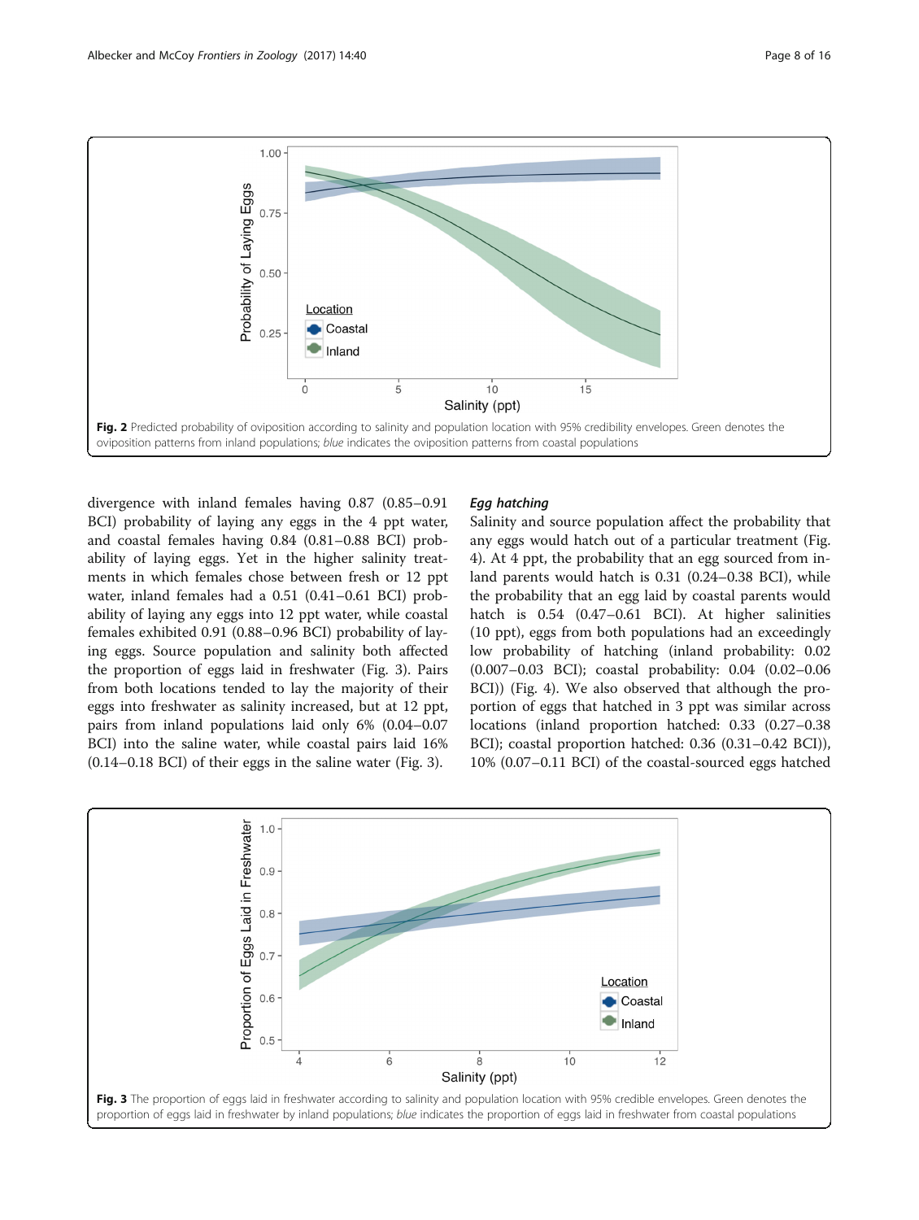Fig. 2 Predicted probability of oviposition according to salinity and population location with 95% credibility envelopes. Green denotes the oviposition patterns from inland populations; *blue* indicates the oviposition patterns from coastal populations

divergence with inland females having 0.87 (0.85–0.91 BCI) probability of laying any eggs in the 4 ppt water, and coastal females having 0.84 (0.81–0.88 BCI) probability of laying eggs. Yet in the higher salinity treatments in which females chose between fresh or 12 ppt water, inland females had a 0.51 (0.41–0.61 BCI) probability of laying any eggs into 12 ppt water, while coastal females exhibited 0.91 (0.88–0.96 BCI) probability of laying eggs. Source population and salinity both affected the proportion of eggs laid in freshwater (Fig. 3). Pairs from both locations tended to lay the majority of their eggs into freshwater as salinity increased, but at 12 ppt, pairs from inland populations laid only 6% (0.04–0.07 BCI) into the saline water, while coastal pairs laid 16% (0.14–0.18 BCI) of their eggs in the saline water (Fig. 3).

#### *Egg hatching*

Salinity and source population affect the probability that any eggs would hatch out of a particular treatment (Fig. 4). At 4 ppt, the probability that an egg sourced from inland parents would hatch is 0.31 (0.24–0.38 BCI), while the probability that an egg laid by coastal parents would hatch is 0.54 (0.47–0.61 BCI). At higher salinities (10 ppt), eggs from both populations had an exceedingly low probability of hatching (inland probability: 0.02 (0.007–0.03 BCI); coastal probability: 0.04 (0.02–0.06 BCI)) (Fig. 4). We also observed that although the proportion of eggs that hatched in 3 ppt was similar across locations (inland proportion hatched: 0.33 (0.27–0.38 BCI); coastal proportion hatched: 0.36 (0.31–0.42 BCI)), 10% (0.07–0.11 BCI) of the coastal-sourced eggs hatched

Fig. 3 The proportion of eggs laid in freshwater according to salinity and population location with 95% credible envelopes. Green denotes the proportion of eggs laid in freshwater by inland populations; *blue* indicates the proportion of eggs laid in freshwater from coastal populations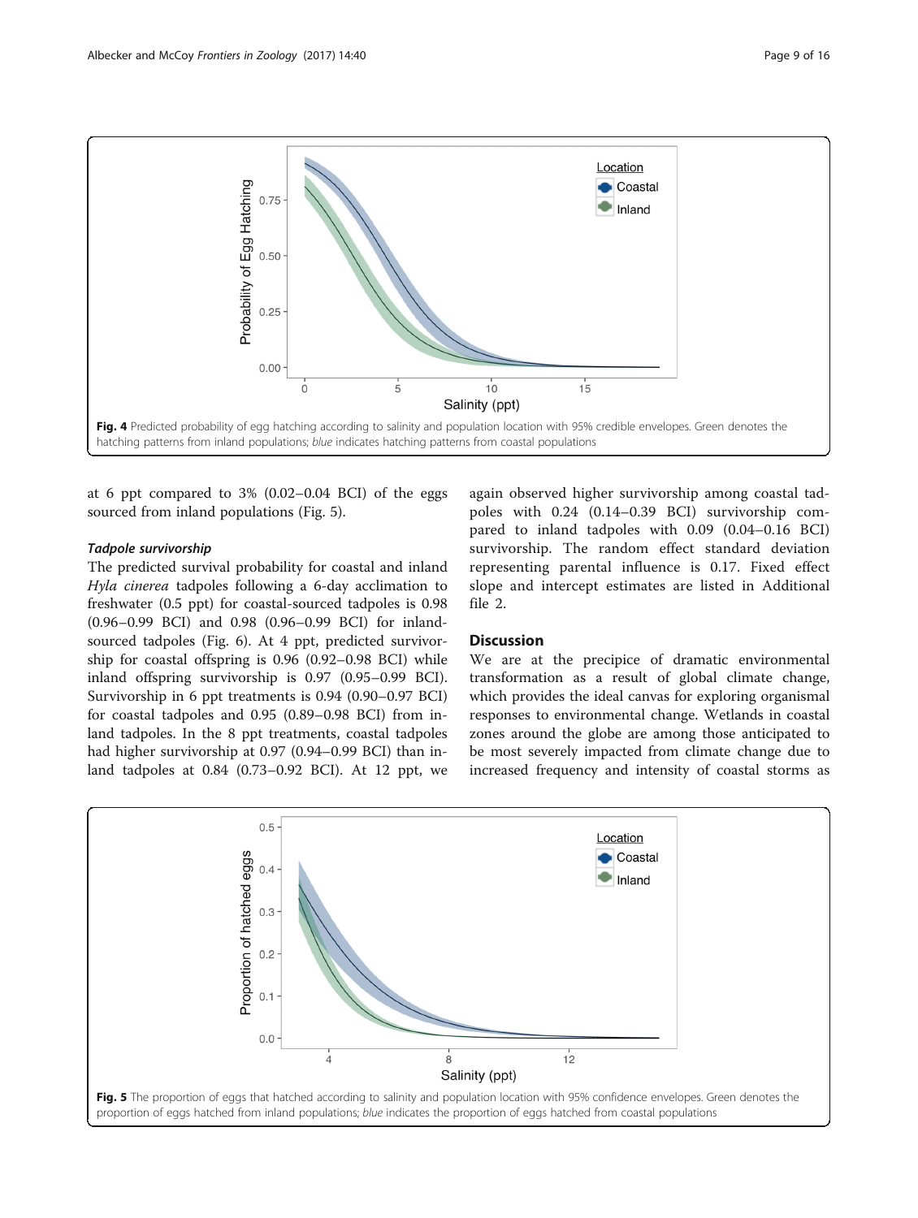Fig. 4 Predicted probability of egg hatching according to salinity and population location with 95% credible envelopes. Green denotes the hatching patterns from inland populations; *blue* indicates hatching patterns from coastal populations

at 6 ppt compared to 3% (0.02–0.04 BCI) of the eggs sourced from inland populations (Fig. 5).

#### *Tadpole survivorship*

The predicted survival probability for coastal and inland *Hyla cinerea* tadpoles following a 6-day acclimation to freshwater (0.5 ppt) for coastal-sourced tadpoles is 0.98 (0.96–0.99 BCI) and 0.98 (0.96–0.99 BCI) for inland-sourced tadpoles (Fig. 6). At 4 ppt, predicted survivorship for coastal offspring is 0.96 (0.92–0.98 BCI) while inland offspring survivorship is 0.97 (0.95–0.99 BCI). Survivorship in 6 ppt treatments is 0.94 (0.90–0.97 BCI) for coastal tadpoles and 0.95 (0.89–0.98 BCI) from inland tadpoles. In the 8 ppt treatments, coastal tadpoles had higher survivorship at 0.97 (0.94–0.99 BCI) than inland tadpoles at 0.84 (0.73–0.92 BCI). At 12 ppt, we again observed higher survivorship among coastal tadpoles with 0.24 (0.14–0.39 BCI) survivorship compared to inland tadpoles with 0.09 (0.04–0.16 BCI) survivorship. The random effect standard deviation representing parental influence is 0.17. Fixed effect slope and intercept estimates are listed in Additional file 2.

## Discussion

We are at the precipice of dramatic environmental transformation as a result of global climate change, which provides the ideal canvas for exploring organismal responses to environmental change. Wetlands in coastal zones around the globe are among those anticipated to be most severely impacted from climate change due to increased frequency and intensity of coastal storms as

Fig. 5 The proportion of eggs that hatched according to salinity and population location with 95% confidence envelopes. Green denotes the proportion of eggs hatched from inland populations; *blue* indicates the proportion of eggs hatched from coastal populations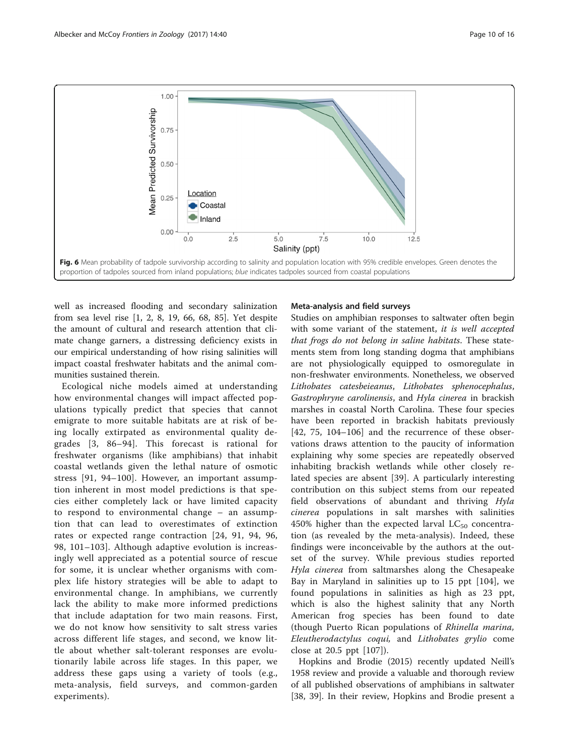Fig. 6 Mean probability of tadpole survivorship according to salinity and population location with 95% credible envelopes. Green denotes the proportion of tadpoles sourced from inland populations; *blue* indicates tadpoles sourced from coastal populations

well as increased flooding and secondary salinization from sea level rise [1, 2, 8, 19, 66, 68, 85]. Yet despite the amount of cultural and research attention that climate change garners, a distressing deficiency exists in our empirical understanding of how rising salinities will impact coastal freshwater habitats and the animal communities sustained therein.

Ecological niche models aimed at understanding how environmental changes will impact affected populations typically predict that species that cannot emigrate to more suitable habitats are at risk of being locally extirpated as environmental quality degrades [3, 86–94]. This forecast is rational for freshwater organisms (like amphibians) that inhabit coastal wetlands given the lethal nature of osmotic stress [91, 94–100]. However, an important assumption inherent in most model predictions is that species either completely lack or have limited capacity to respond to environmental change – an assumption that can lead to overestimates of extinction rates or expected range contraction [24, 91, 94, 96, 98, 101–103]. Although adaptive evolution is increasingly well appreciated as a potential source of rescue for some, it is unclear whether organisms with complex life history strategies will be able to adapt to environmental change. In amphibians, we currently lack the ability to make more informed predictions that include adaptation for two main reasons. First, we do not know how sensitivity to salt stress varies across different life stages, and second, we know little about whether salt-tolerant responses are evolutionarily labile across life stages. In this paper, we address these gaps using a variety of tools (e.g., meta-analysis, field surveys, and common-garden experiments).

### Meta-analysis and field surveys

Studies on amphibian responses to saltwater often begin with some variant of the statement, *it is well accepted that frogs do not belong in saline habitats*. These statements stem from long standing dogma that amphibians are not physiologically equipped to osmoregulate in non-freshwater environments. Nonetheless, we observed *Lithobates catesbeieanus*, *Lithobates sphenocephalus*, *Gastrophryne carolinensis*, and *Hyla cinerea* in brackish marshes in coastal North Carolina. These four species have been reported in brackish habitats previously [42, 75, 104–106] and the recurrence of these observations draws attention to the paucity of information explaining why some species are repeatedly observed inhabiting brackish wetlands while other closely related species are absent [39]. A particularly interesting contribution on this subject stems from our repeated field observations of abundant and thriving *Hyla cinerea* populations in salt marshes with salinities 450% higher than the expected larval $LC_{50}$ concentration (as revealed by the meta-analysis). Indeed, these findings were inconceivable by the authors at the outset of the survey. While previous studies reported *Hyla cinerea* from saltmarshes along the Chesapeake Bay in Maryland in salinities up to 15 ppt [104], we found populations in salinities as high as 23 ppt, which is also the highest salinity that any North American frog species has been found to date (though Puerto Rican populations of *Rhinella marina, Eleutherodactylus coqui,* and *Lithobates grylio* come close at 20.5 ppt [107]).

Hopkins and Brodie (2015) recently updated Neill's 1958 review and provide a valuable and thorough review of all published observations of amphibians in saltwater [38, 39]. In their review, Hopkins and Brodie present a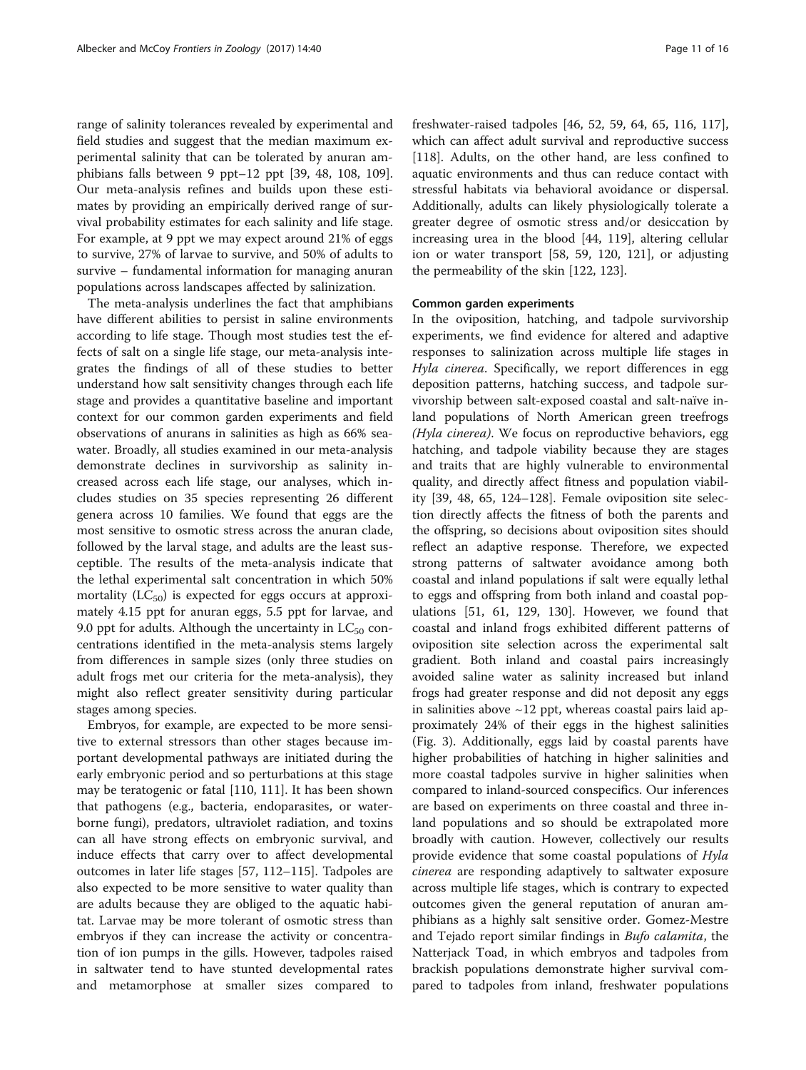range of salinity tolerances revealed by experimental and field studies and suggest that the median maximum experimental salinity that can be tolerated by anuran amphibians falls between 9 ppt–12 ppt [39, 48, 108, 109]. Our meta-analysis refines and builds upon these estimates by providing an empirically derived range of survival probability estimates for each salinity and life stage. For example, at 9 ppt we may expect around 21% of eggs to survive, 27% of larvae to survive, and 50% of adults to survive – fundamental information for managing anuran populations across landscapes affected by salinization.

The meta-analysis underlines the fact that amphibians have different abilities to persist in saline environments according to life stage. Though most studies test the effects of salt on a single life stage, our meta-analysis integrates the findings of all of these studies to better understand how salt sensitivity changes through each life stage and provides a quantitative baseline and important context for our common garden experiments and field observations of anurans in salinities as high as 66% seawater. Broadly, all studies examined in our meta-analysis demonstrate declines in survivorship as salinity increased across each life stage, our analyses, which includes studies on 35 species representing 26 different genera across 10 families. We found that eggs are the most sensitive to osmotic stress across the anuran clade, followed by the larval stage, and adults are the least susceptible. The results of the meta-analysis indicate that the lethal experimental salt concentration in which 50% mortality ($LC_{50}$) is expected for eggs occurs at approximately 4.15 ppt for anuran eggs, 5.5 ppt for larvae, and 9.0 ppt for adults. Although the uncertainty in $LC_{50}$ concentrations identified in the meta-analysis stems largely from differences in sample sizes (only three studies on adult frogs met our criteria for the meta-analysis), they might also reflect greater sensitivity during particular stages among species.

Embryos, for example, are expected to be more sensitive to external stressors than other stages because important developmental pathways are initiated during the early embryonic period and so perturbations at this stage may be teratogenic or fatal [110, 111]. It has been shown that pathogens (e.g., bacteria, endoparasites, or waterborne fungi), predators, ultraviolet radiation, and toxins can all have strong effects on embryonic survival, and induce effects that carry over to affect developmental outcomes in later life stages [57, 112–115]. Tadpoles are also expected to be more sensitive to water quality than are adults because they are obliged to the aquatic habitat. Larvae may be more tolerant of osmotic stress than embryos if they can increase the activity or concentration of ion pumps in the gills. However, tadpoles raised in saltwater tend to have stunted developmental rates and metamorphose at smaller sizes compared to freshwater-raised tadpoles [46, 52, 59, 64, 65, 116, 117], which can affect adult survival and reproductive success [118]. Adults, on the other hand, are less confined to aquatic environments and thus can reduce contact with stressful habitats via behavioral avoidance or dispersal. Additionally, adults can likely physiologically tolerate a greater degree of osmotic stress and/or desiccation by increasing urea in the blood [44, 119], altering cellular ion or water transport [58, 59, 120, 121], or adjusting the permeability of the skin [122, 123].

### Common garden experiments

In the oviposition, hatching, and tadpole survivorship experiments, we find evidence for altered and adaptive responses to salinization across multiple life stages in *Hyla cinerea*. Specifically, we report differences in egg deposition patterns, hatching success, and tadpole survivorship between salt-exposed coastal and salt-naïve inland populations of North American green treefrogs *(Hyla cinerea)*. We focus on reproductive behaviors, egg hatching, and tadpole viability because they are stages and traits that are highly vulnerable to environmental quality, and directly affect fitness and population viability [39, 48, 65, 124–128]. Female oviposition site selection directly affects the fitness of both the parents and the offspring, so decisions about oviposition sites should reflect an adaptive response. Therefore, we expected strong patterns of saltwater avoidance among both coastal and inland populations if salt were equally lethal to eggs and offspring from both inland and coastal populations [51, 61, 129, 130]. However, we found that coastal and inland frogs exhibited different patterns of oviposition site selection across the experimental salt gradient. Both inland and coastal pairs increasingly avoided saline water as salinity increased but inland frogs had greater response and did not deposit any eggs in salinities above ~12 ppt, whereas coastal pairs laid approximately 24% of their eggs in the highest salinities (Fig. 3). Additionally, eggs laid by coastal parents have higher probabilities of hatching in higher salinities and more coastal tadpoles survive in higher salinities when compared to inland-sourced conspecifics. Our inferences are based on experiments on three coastal and three inland populations and so should be extrapolated more broadly with caution. However, collectively our results provide evidence that some coastal populations of *Hyla cinerea* are responding adaptively to saltwater exposure across multiple life stages, which is contrary to expected outcomes given the general reputation of anuran amphibians as a highly salt sensitive order. Gomez-Mestre and Tejado report similar findings in *Bufo calamita*, the Natterjack Toad, in which embryos and tadpoles from brackish populations demonstrate higher survival compared to tadpoles from inland, freshwater populations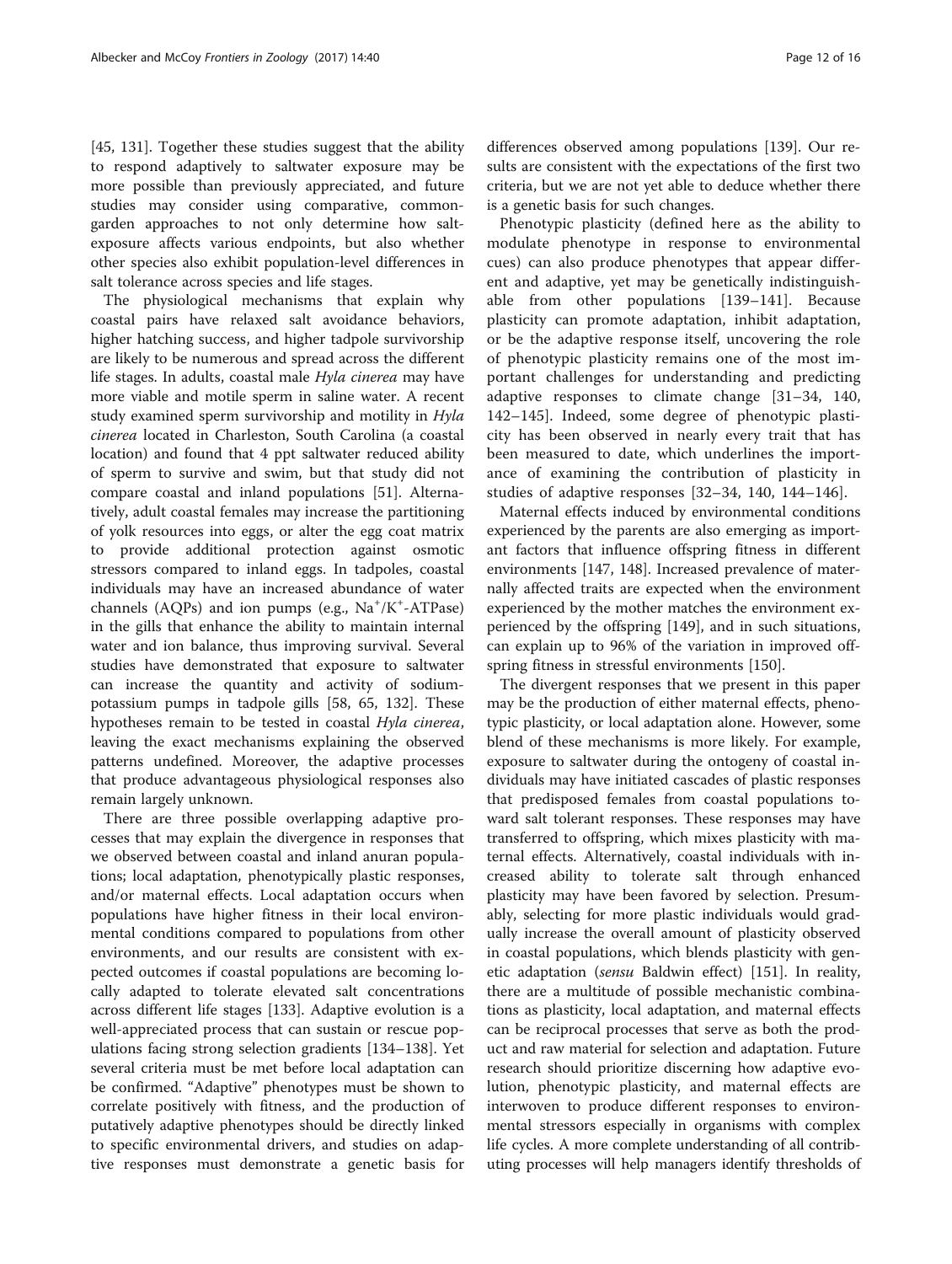[45, 131]. Together these studies suggest that the ability to respond adaptively to saltwater exposure may be more possible than previously appreciated, and future studies may consider using comparative, common-garden approaches to not only determine how salt-exposure affects various endpoints, but also whether other species also exhibit population-level differences in salt tolerance across species and life stages.

The physiological mechanisms that explain why coastal pairs have relaxed salt avoidance behaviors, higher hatching success, and higher tadpole survivorship are likely to be numerous and spread across the different life stages. In adults, coastal male *Hyla cinerea* may have more viable and motile sperm in saline water. A recent study examined sperm survivorship and motility in *Hyla cinerea* located in Charleston, South Carolina (a coastal location) and found that 4 ppt saltwater reduced ability of sperm to survive and swim, but that study did not compare coastal and inland populations [51]. Alternatively, adult coastal females may increase the partitioning of yolk resources into eggs, or alter the egg coat matrix to provide additional protection against osmotic stressors compared to inland eggs. In tadpoles, coastal individuals may have an increased abundance of water channels (AQPs) and ion pumps (e.g., $Na^+/K^+$-ATPase) in the gills that enhance the ability to maintain internal water and ion balance, thus improving survival. Several studies have demonstrated that exposure to saltwater can increase the quantity and activity of sodium-potassium pumps in tadpole gills [58, 65, 132]. These hypotheses remain to be tested in coastal *Hyla cinerea*, leaving the exact mechanisms explaining the observed patterns undefined. Moreover, the adaptive processes that produce advantageous physiological responses also remain largely unknown.

There are three possible overlapping adaptive processes that may explain the divergence in responses that we observed between coastal and inland anuran populations; local adaptation, phenotypically plastic responses, and/or maternal effects. Local adaptation occurs when populations have higher fitness in their local environmental conditions compared to populations from other environments, and our results are consistent with expected outcomes if coastal populations are becoming locally adapted to tolerate elevated salt concentrations across different life stages [133]. Adaptive evolution is a well-appreciated process that can sustain or rescue populations facing strong selection gradients [134–138]. Yet several criteria must be met before local adaptation can be confirmed. "Adaptive" phenotypes must be shown to correlate positively with fitness, and the production of putatively adaptive phenotypes should be directly linked to specific environmental drivers, and studies on adaptive responses must demonstrate a genetic basis for differences observed among populations [139]. Our results are consistent with the expectations of the first two criteria, but we are not yet able to deduce whether there is a genetic basis for such changes.

Phenotypic plasticity (defined here as the ability to modulate phenotype in response to environmental cues) can also produce phenotypes that appear different and adaptive, yet may be genetically indistinguishable from other populations [139–141]. Because plasticity can promote adaptation, inhibit adaptation, or be the adaptive response itself, uncovering the role of phenotypic plasticity remains one of the most important challenges for understanding and predicting adaptive responses to climate change [31–34, 140, 142–145]. Indeed, some degree of phenotypic plasticity has been observed in nearly every trait that has been measured to date, which underlines the importance of examining the contribution of plasticity in studies of adaptive responses [32–34, 140, 144–146].

Maternal effects induced by environmental conditions experienced by the parents are also emerging as important factors that influence offspring fitness in different environments [147, 148]. Increased prevalence of maternally affected traits are expected when the environment experienced by the mother matches the environment experienced by the offspring [149], and in such situations, can explain up to 96% of the variation in improved offspring fitness in stressful environments [150].

The divergent responses that we present in this paper may be the production of either maternal effects, phenotypic plasticity, or local adaptation alone. However, some blend of these mechanisms is more likely. For example, exposure to saltwater during the ontogeny of coastal individuals may have initiated cascades of plastic responses that predisposed females from coastal populations toward salt tolerant responses. These responses may have transferred to offspring, which mixes plasticity with maternal effects. Alternatively, coastal individuals with increased ability to tolerate salt through enhanced plasticity may have been favored by selection. Presumably, selecting for more plastic individuals would gradually increase the overall amount of plasticity observed in coastal populations, which blends plasticity with genetic adaptation (*sensu* Baldwin effect) [151]. In reality, there are a multitude of possible mechanistic combinations as plasticity, local adaptation, and maternal effects can be reciprocal processes that serve as both the product and raw material for selection and adaptation. Future research should prioritize discerning how adaptive evolution, phenotypic plasticity, and maternal effects are interwoven to produce different responses to environmental stressors especially in organisms with complex life cycles. A more complete understanding of all contributing processes will help managers identify thresholds of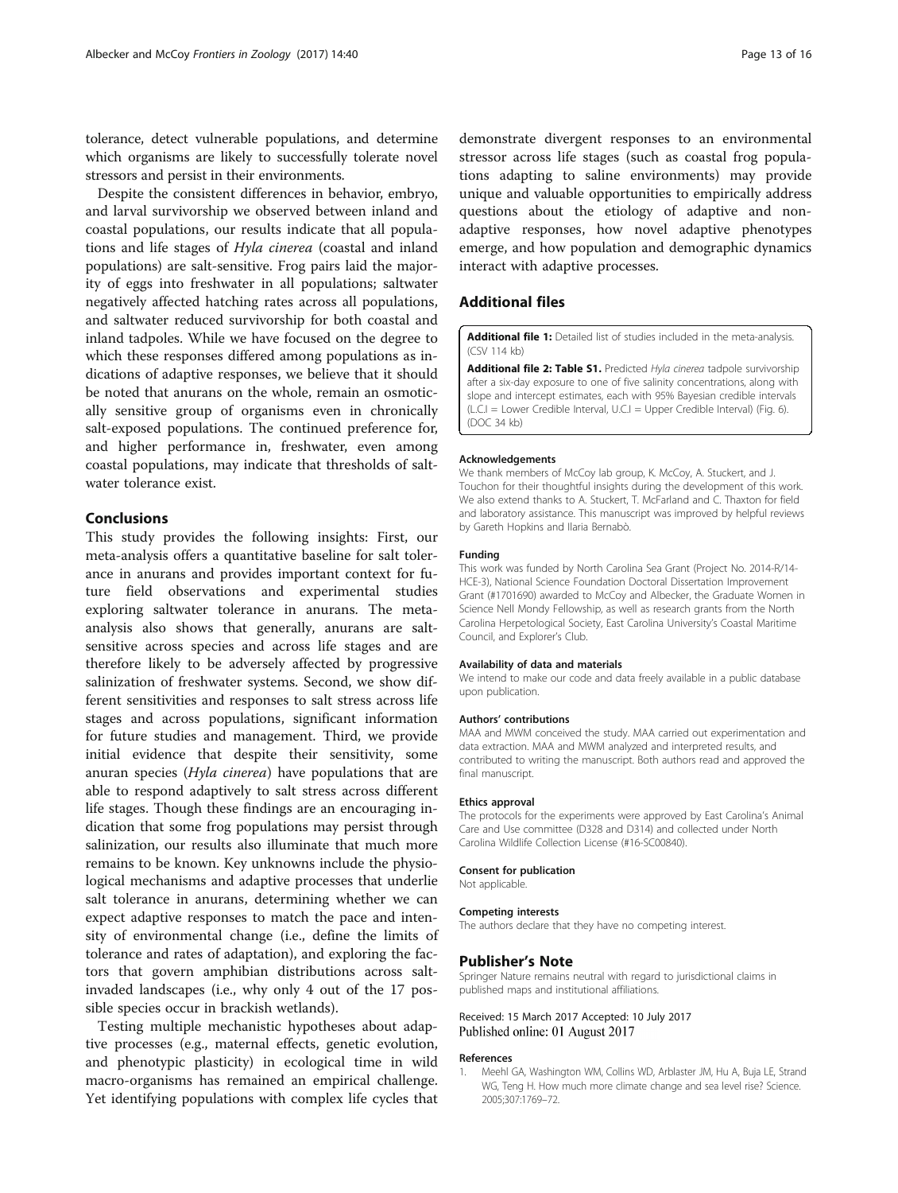tolerance, detect vulnerable populations, and determine which organisms are likely to successfully tolerate novel stressors and persist in their environments.

Despite the consistent differences in behavior, embryo, and larval survivorship we observed between inland and coastal populations, our results indicate that all populations and life stages of *Hyla cinerea* (coastal and inland populations) are salt-sensitive. Frog pairs laid the majority of eggs into freshwater in all populations; saltwater negatively affected hatching rates across all populations, and saltwater reduced survivorship for both coastal and inland tadpoles. While we have focused on the degree to which these responses differed among populations as indications of adaptive responses, we believe that it should be noted that anurans on the whole, remain an osmotically sensitive group of organisms even in chronically salt-exposed populations. The continued preference for, and higher performance in, freshwater, even among coastal populations, may indicate that thresholds of saltwater tolerance exist.

## Conclusions

This study provides the following insights: First, our meta-analysis offers a quantitative baseline for salt tolerance in anurans and provides important context for future field observations and experimental studies exploring saltwater tolerance in anurans. The meta-analysis also shows that generally, anurans are salt-sensitive across species and across life stages and are therefore likely to be adversely affected by progressive salinization of freshwater systems. Second, we show different sensitivities and responses to salt stress across life stages and across populations, significant information for future studies and management. Third, we provide initial evidence that despite their sensitivity, some anuran species (*Hyla cinerea*) have populations that are able to respond adaptively to salt stress across different life stages. Though these findings are an encouraging indication that some frog populations may persist through salinization, our results also illuminate that much more remains to be known. Key unknowns include the physiological mechanisms and adaptive processes that underlie salt tolerance in anurans, determining whether we can expect adaptive responses to match the pace and intensity of environmental change (i.e., define the limits of tolerance and rates of adaptation), and exploring the factors that govern amphibian distributions across salt-invaded landscapes (i.e., why only 4 out of the 17 possible species occur in brackish wetlands).

Testing multiple mechanistic hypotheses about adaptive processes (e.g., maternal effects, genetic evolution, and phenotypic plasticity) in ecological time in wild macro-organisms has remained an empirical challenge. Yet identifying populations with complex life cycles that demonstrate divergent responses to an environmental stressor across life stages (such as coastal frog populations adapting to saline environments) may provide unique and valuable opportunities to empirically address questions about the etiology of adaptive and non-adaptive responses, how novel adaptive phenotypes emerge, and how population and demographic dynamics interact with adaptive processes.

## Additional files

**Additional file 1:** Detailed list of studies included in the meta-analysis. (CSV 114 kb)

**Additional file 2: Table S1.** Predicted *Hyla cinerea* tadpole survivorship after a six-day exposure to one of five salinity concentrations, along with slope and intercept estimates, each with 95% Bayesian credible intervals (L.C.I = Lower Credible Interval, U.C.I = Upper Credible Interval) (Fig. 6). (DOC 34 kb)

#### Acknowledgements

We thank members of McCoy lab group, K. McCoy, A. Stuckert, and J. Touchon for their thoughtful insights during the development of this work. We also extend thanks to A. Stuckert, T. McFarland and C. Thaxton for field and laboratory assistance. This manuscript was improved by helpful reviews by Gareth Hopkins and Ilaria Bernabò.

#### Funding

This work was funded by North Carolina Sea Grant (Project No. 2014-R/14-HCE-3), National Science Foundation Doctoral Dissertation Improvement Grant (#1701690) awarded to McCoy and Albecker, the Graduate Women in Science Nell Mondy Fellowship, as well as research grants from the North Carolina Herpetological Society, East Carolina University's Coastal Maritime Council, and Explorer's Club.

#### Availability of data and materials

We intend to make our code and data freely available in a public database upon publication.

#### Authors' contributions

MAA and MWM conceived the study. MAA carried out experimentation and data extraction. MAA and MWM analyzed and interpreted results, and contributed to writing the manuscript. Both authors read and approved the final manuscript.

#### Ethics approval

The protocols for the experiments were approved by East Carolina's Animal Care and Use committee (D328 and D314) and collected under North Carolina Wildlife Collection License (#16-SC00840).

#### Consent for publication

Not applicable.

#### Competing interests

The authors declare that they have no competing interest.

## Publisher's Note

Springer Nature remains neutral with regard to jurisdictional claims in published maps and institutional affiliations.

Received: 15 March 2017 Accepted: 10 July 2017
Published online: 01 August 2017

#### References

1. Meehl GA, Washington WM, Collins WD, Arblaster JM, Hu A, Buja LE, Strand WG, Teng H. How much more climate change and sea level rise? Science. 2005;307:1769–72.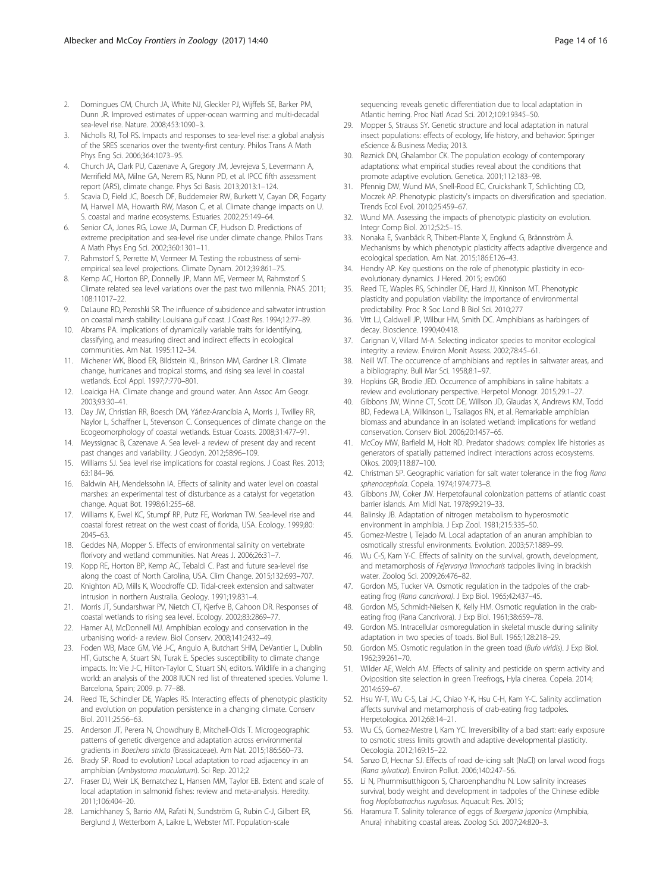2. Domingues CM, Church JA, White NJ, Gleckler PJ, Wijffels SE, Barker PM, Dunn JR. Improved estimates of upper-ocean warming and multi-decadal sea-level rise. Nature. 2008;453:1090–3.
3. Nicholls RJ, Tol RS. Impacts and responses to sea-level rise: a global analysis of the SRES scenarios over the twenty-first century. Philos Trans A Math Phys Eng Sci. 2006;364:1073–95.
4. Church JA, Clark PU, Cazenave A, Gregory JM, Jevrejeva S, Levermann A, Merrifield MA, Milne GA, Nerem RS, Nunn PD, et al. IPCC fifth assessment report (AR5), climate change. Phys Sci Basis. 2013;2013:1–124.
5. Scavia D, Field JC, Boesch DF, Buddemeier RW, Burkett V, Cayan DR, Fogarty M, Harwell MA, Howarth RW, Mason C, et al. Climate change impacts on U. S. coastal and marine ecosystems. Estuaries. 2002;25:149–64.
6. Senior CA, Jones RG, Lowe JA, Durman CF, Hudson D. Predictions of extreme precipitation and sea-level rise under climate change. Philos Trans A Math Phys Eng Sci. 2002;360:1301–11.
7. Rahmstorf S, Perrette M, Vermeer M. Testing the robustness of semi-empirical sea level projections. Climate Dynam. 2012;39:861–75.
8. Kemp AC, Horton BP, Donnelly JP, Mann ME, Vermeer M, Rahmstorf S. Climate related sea level variations over the past two millennia. PNAS. 2011; 108:11017–22.
9. DaLaune RD, Pezeshki SR. The influence of subsidence and saltwater intrustion on coastal marsh stability: Louisiana gulf coast. J Coast Res. 1994;12:77–89.
10. Abrams PA. Implications of dynamically variable traits for identifying, classifying, and measuring direct and indirect effects in ecological communities. Am Nat. 1995:112–34.
11. Michener WK, Blood ER, Bildstein KL, Brinson MM, Gardner LR. Climate change, hurricanes and tropical storms, and rising sea level in coastal wetlands. Ecol Appl. 1997;7:770–801.
12. Loaiciga HA. Climate change and ground water. Ann Assoc Am Geogr. 2003;93:30–41.
13. Day JW, Christian RR, Boesch DM, Yáñez-Arancibia A, Morris J, Twilley RR, Naylor L, Schaffner L, Stevenson C. Consequences of climate change on the Ecogeomorphology of coastal wetlands. Estuar Coasts. 2008;31:477–91.
14. Meyssignac B, Cazenave A. Sea level- a review of present day and recent past changes and variability. J Geodyn. 2012;58:96–109.
15. Williams SJ. Sea level rise implications for coastal regions. J Coast Res. 2013; 63:184–96.
16. Baldwin AH, Mendelssohn IA. Effects of salinity and water level on coastal marshes: an experimental test of disturbance as a catalyst for vegetation change. Aquat Bot. 1998;61:255–68.
17. Williams K, Ewel KC, Stumpf RP, Putz FE, Workman TW. Sea-level rise and coastal forest retreat on the west coast of florida, USA. Ecology. 1999;80: 2045–63.
18. Geddes NA, Mopper S. Effects of environmental salinity on vertebrate florivory and wetland communities. Nat Areas J. 2006;26:31–7.
19. Kopp RE, Horton BP, Kemp AC, Tebaldi C. Past and future sea-level rise along the coast of North Carolina, USA. Clim Change. 2015;132:693–707.
20. Knighton AD, Mills K, Woodroffe CD. Tidal-creek extension and saltwater intrusion in northern Australia. Geology. 1991;19:831–4.
21. Morris JT, Sundarshwar PV, Nietch CT, Kjerfve B, Cahoon DR. Responses of coastal wetlands to rising sea level. Ecology. 2002;83:2869–77.
22. Hamer AJ, McDonnell MJ. Amphibian ecology and conservation in the urbanising world- a review. Biol Conserv. 2008;141:2432–49.
23. Foden WB, Mace GM, Vié J-C, Angulo A, Butchart SHM, DeVantier L, Dublin HT, Gutsche A, Stuart SN, Turak E. Species susceptibility to climate change impacts. In: Vie J-C, Hilton-Taylor C, Stuart SN, editors. Wildlife in a changing world: an analysis of the 2008 IUCN red list of threatened species. Volume 1. Barcelona, Spain; 2009. p. 77–88.
24. Reed TE, Schindler DE, Waples RS. Interacting effects of phenotypic plasticity and evolution on population persistence in a changing climate. Conserv Biol. 2011;25:56–63.
25. Anderson JT, Perera N, Chowdhury B, Mitchell-Olds T. Microgeographic patterns of genetic divergence and adaptation across environmental gradients in *Boechera stricta* (Brassicaceae). Am Nat. 2015;186:S60–73.
26. Brady SP. Road to evolution? Local adaptation to road adjacency in an amphibian (*Ambystoma maculatum*). Sci Rep. 2012;2
27. Fraser DJ, Weir LK, Bernatchez L, Hansen MM, Taylor EB. Extent and scale of local adaptation in salmonid fishes: review and meta-analysis. Heredity. 2011;106:404–20.
28. Lamichhaney S, Barrio AM, Rafati N, Sundström G, Rubin C-J, Gilbert ER, Berglund J, Wetterbom A, Laikre L, Webster MT. Population-scale sequencing reveals genetic differentiation due to local adaptation in Atlantic herring. Proc Natl Acad Sci. 2012;109:19345–50.
29. Mopper S, Strauss SY. Genetic structure and local adaptation in natural insect populations: effects of ecology, life history, and behavior: Springer eScience & Business Media; 2013.
30. Reznick DN, Ghalambor CK. The population ecology of contemporary adaptations: what empirical studies reveal about the conditions that promote adaptive evolution. Genetica. 2001;112:183–98.
31. Pfennig DW, Wund MA, Snell-Rood EC, Cruickshank T, Schlichting CD, Moczek AP. Phenotypic plasticity's impacts on diversification and speciation. Trends Ecol Evol. 2010;25:459–67.
32. Wund MA. Assessing the impacts of phenotypic plasticity on evolution. Integr Comp Biol. 2012;52:5–15.
33. Nonaka E, Svanbäck R, Thibert-Plante X, Englund G, Brännström Å. Mechanisms by which phenotypic plasticity affects adaptive divergence and ecological speciation. Am Nat. 2015;186:E126–43.
34. Hendry AP. Key questions on the role of phenotypic plasticity in eco-evolutionary dynamics. J Hered. 2015; esv060
35. Reed TE, Waples RS, Schindler DE, Hard JJ, Kinnison MT. Phenotypic plasticity and population viability: the importance of environmental predictability. Proc R Soc Lond B Biol Sci. 2010;277
36. Vitt LJ, Caldwell JP, Wilbur HM, Smith DC. Amphibians as harbingers of decay. Bioscience. 1990;40:418.
37. Carignan V, Villard M-A. Selecting indicator species to monitor ecological integrity: a review. Environ Monit Assess. 2002;78:45–61.
38. Neill WT. The occurrence of amphibians and reptiles in saltwater areas, and a bibliography. Bull Mar Sci. 1958;8:1–97.
39. Hopkins GR, Brodie JED. Occurrence of amphibians in saline habitats: a review and evolutionary perspective. Herpetol Monogr. 2015;29:1–27.
40. Gibbons JW, Winne CT, Scott DE, Willson JD, Glaudas X, Andrews KM, Todd BD, Fedewa LA, Wilkinson L, Tsaliagos RN, et al. Remarkable amphibian biomass and abundance in an isolated wetland: implications for wetland conservation. Conserv Biol. 2006;20:1457–65.
41. McCoy MW, Barfield M, Holt RD. Predator shadows: complex life histories as generators of spatially patterned indirect interactions across ecosystems. Oikos. 2009;118:87–100.
42. Christman SP. Geographic variation for salt water tolerance in the frog *Rana sphenocephala*. Copeia. 1974;1974:773–8.
43. Gibbons JW, Coker JW. Herpetofaunal colonization patterns of atlantic coast barrier islands. Am Midl Nat. 1978;99:219–33.
44. Balinsky JB. Adaptation of nitrogen metabolism to hyperosmotic environment in amphibia. J Exp Zool. 1981;215:335–50.
45. Gomez-Mestre I, Tejado M. Local adaptation of an anuran amphibian to osmotically stressful environments. Evolution. 2003;57:1889–99.
46. Wu C-S, Kam Y-C. Effects of salinity on the survival, growth, development, and metamorphosis of *Fejervarya limnocharis* tadpoles living in brackish water. Zoolog Sci. 2009;26:476–82.
47. Gordon MS, Tucker VA. Osmotic regulation in the tadpoles of the crab-eating frog (*Rana cancrivora*). J Exp Biol. 1965;42:437–45.
48. Gordon MS, Schmidt-Nielsen K, Kelly HM. Osmotic regulation in the crab-eating frog (Rana Cancrivora). J Exp Biol. 1961;38:659–78.
49. Gordon MS. Intracellular osmoregulation in skeletal muscle during salinity adaptation in two species of toads. Biol Bull. 1965;128:218–29.
50. Gordon MS. Osmotic regulation in the green toad (*Bufo viridis*). J Exp Biol. 1962;39:261–70.
51. Wilder AE, Welch AM. Effects of salinity and pesticide on sperm activity and Oviposition site selection in green Treefrogs**,** Hyla cinerea. Copeia. 2014; 2014:659–67.
52. Hsu W-T, Wu C-S, Lai J-C, Chiao Y-K, Hsu C-H, Kam Y-C. Salinity acclimation affects survival and metamorphosis of crab-eating frog tadpoles. Herpetologica. 2012;68:14–21.
53. Wu CS, Gomez-Mestre I, Kam YC. Irreversibility of a bad start: early exposure to osmotic stress limits growth and adaptive developmental plasticity. Oecologia. 2012;169:15–22.
54. Sanzo D, Hecnar SJ. Effects of road de-icing salt (NaCl) on larval wood frogs (*Rana sylvatica*). Environ Pollut. 2006;140:247–56.
55. Li N, Phummisutthigoon S, Charoenphandhu N. Low salinity increases survival, body weight and development in tadpoles of the Chinese edible frog *Hoplobatrachus rugulosus*. Aquacult Res. 2015;
56. Haramura T. Salinity tolerance of eggs of *Buergeria japonica* (Amphibia, Anura) inhabiting coastal areas. Zoolog Sci. 2007;24:820–3.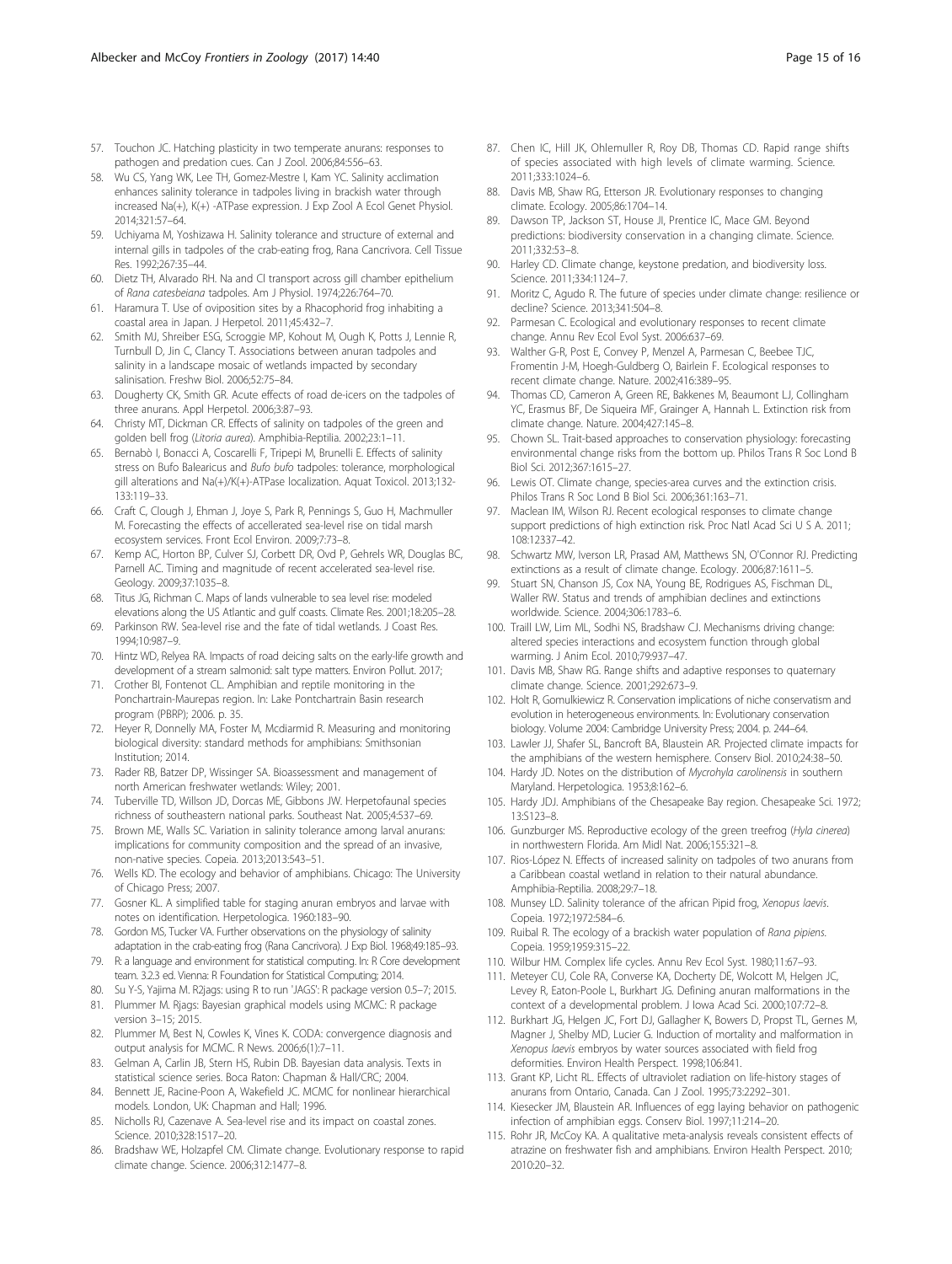57. Touchon JC. Hatching plasticity in two temperate anurans: responses to pathogen and predation cues. Can J Zool. 2006;84:556–63.
58. Wu CS, Yang WK, Lee TH, Gomez-Mestre I, Kam YC. Salinity acclimation enhances salinity tolerance in tadpoles living in brackish water through increased Na(+), K(+) -ATPase expression. J Exp Zool A Ecol Genet Physiol. 2014;321:57–64.
59. Uchiyama M, Yoshizawa H. Salinity tolerance and structure of external and internal gills in tadpoles of the crab-eating frog, Rana Cancrivora. Cell Tissue Res. 1992;267:35–44.
60. Dietz TH, Alvarado RH. Na and Cl transport across gill chamber epithelium of *Rana catesbeiana* tadpoles. Am J Physiol. 1974;226:764–70.
61. Haramura T. Use of oviposition sites by a Rhacophorid frog inhabiting a coastal area in Japan. J Herpetol. 2011;45:432–7.
62. Smith MJ, Shreiber ESG, Scroggie MP, Kohout M, Ough K, Potts J, Lennie R, Turnbull D, Jin C, Clancy T. Associations between anuran tadpoles and salinity in a landscape mosaic of wetlands impacted by secondary salinisation. Freshw Biol. 2006;52:75–84.
63. Dougherty CK, Smith GR. Acute effects of road de-icers on the tadpoles of three anurans. Appl Herpetol. 2006;3:87–93.
64. Christy MT, Dickman CR. Effects of salinity on tadpoles of the green and golden bell frog (*Litoria aurea*). Amphibia-Reptilia. 2002;23:1–11.
65. Bernabò I, Bonacci A, Coscarelli F, Tripepi M, Brunelli E. Effects of salinity stress on Bufo Balearicus and *Bufo bufo* tadpoles: tolerance, morphological gill alterations and Na(+)/K(+)-ATPase localization. Aquat Toxicol. 2013;132-133:119–33.
66. Craft C, Clough J, Ehman J, Joye S, Park R, Pennings S, Guo H, Machmuller M. Forecasting the effects of accellerated sea-level rise on tidal marsh ecosystem services. Front Ecol Environ. 2009;7:73–8.
67. Kemp AC, Horton BP, Culver SJ, Corbett DR, Ovd P, Gehrels WR, Douglas BC, Parnell AC. Timing and magnitude of recent accelerated sea-level rise. Geology. 2009;37:1035–8.
68. Titus JG, Richman C. Maps of lands vulnerable to sea level rise: modeled elevations along the US Atlantic and gulf coasts. Climate Res. 2001;18:205–28.
69. Parkinson RW. Sea-level rise and the fate of tidal wetlands. J Coast Res. 1994;10:987–9.
70. Hintz WD, Relyea RA. Impacts of road deicing salts on the early-life growth and development of a stream salmonid: salt type matters. Environ Pollut. 2017;
71. Crother BI, Fontenot CL. Amphibian and reptile monitoring in the Ponchartrain-Maurepas region. In: Lake Pontchartrain Basin research program (PBRP); 2006. p. 35.
72. Heyer R, Donnelly MA, Foster M, Mcdiarmid R. Measuring and monitoring biological diversity: standard methods for amphibians: Smithsonian Institution; 2014.
73. Rader RB, Batzer DP, Wissinger SA. Bioassessment and management of north American freshwater wetlands: Wiley; 2001.
74. Tuberville TD, Willson JD, Dorcas ME, Gibbons JW. Herpetofaunal species richness of southeastern national parks. Southeast Nat. 2005;4:537–69.
75. Brown ME, Walls SC. Variation in salinity tolerance among larval anurans: implications for community composition and the spread of an invasive, non-native species. Copeia. 2013;2013:543–51.
76. Wells KD. The ecology and behavior of amphibians. Chicago: The University of Chicago Press; 2007.
77. Gosner KL. A simplified table for staging anuran embryos and larvae with notes on identification. Herpetologica. 1960:183–90.
78. Gordon MS, Tucker VA. Further observations on the physiology of salinity adaptation in the crab-eating frog (Rana Cancrivora). J Exp Biol. 1968;49:185–93.
79. R: a language and environment for statistical computing. In: R Core development team. 3.2.3 ed. Vienna: R Foundation for Statistical Computing; 2014.
80. Su Y-S, Yajima M. R2jags: using R to run 'JAGS': R package version 0.5–7; 2015.
81. Plummer M. Rjags: Bayesian graphical models using MCMC: R package version 3–15; 2015.
82. Plummer M, Best N, Cowles K, Vines K. CODA: convergence diagnosis and output analysis for MCMC. R News. 2006;6(1):7–11.
83. Gelman A, Carlin JB, Stern HS, Rubin DB. Bayesian data analysis. Texts in statistical science series. Boca Raton: Chapman & Hall/CRC; 2004.
84. Bennett JE, Racine-Poon A, Wakefield JC. MCMC for nonlinear hierarchical models. London, UK: Chapman and Hall; 1996.
85. Nicholls RJ, Cazenave A. Sea-level rise and its impact on coastal zones. Science. 2010;328:1517–20.
86. Bradshaw WE, Holzapfel CM. Climate change. Evolutionary response to rapid climate change. Science. 2006;312:1477–8.
87. Chen IC, Hill JK, Ohlemuller R, Roy DB, Thomas CD. Rapid range shifts of species associated with high levels of climate warming. Science. 2011;333:1024–6.
88. Davis MB, Shaw RG, Etterson JR. Evolutionary responses to changing climate. Ecology. 2005;86:1704–14.
89. Dawson TP, Jackson ST, House JI, Prentice IC, Mace GM. Beyond predictions: biodiversity conservation in a changing climate. Science. 2011;332:53–8.
90. Harley CD. Climate change, keystone predation, and biodiversity loss. Science. 2011;334:1124–7.
91. Moritz C, Agudo R. The future of species under climate change: resilience or decline? Science. 2013;341:504–8.
92. Parmesan C. Ecological and evolutionary responses to recent climate change. Annu Rev Ecol Evol Syst. 2006:637–69.
93. Walther G-R, Post E, Convey P, Menzel A, Parmesan C, Beebee TJC, Fromentin J-M, Hoegh-Guldberg O, Bairlein F. Ecological responses to recent climate change. Nature. 2002;416:389–95.
94. Thomas CD, Cameron A, Green RE, Bakkenes M, Beaumont LJ, Collingham YC, Erasmus BF, De Siqueira MF, Grainger A, Hannah L. Extinction risk from climate change. Nature. 2004;427:145–8.
95. Chown SL. Trait-based approaches to conservation physiology: forecasting environmental change risks from the bottom up. Philos Trans R Soc Lond B Biol Sci. 2012;367:1615–27.
96. Lewis OT. Climate change, species-area curves and the extinction crisis. Philos Trans R Soc Lond B Biol Sci. 2006;361:163–71.
97. Maclean IM, Wilson RJ. Recent ecological responses to climate change support predictions of high extinction risk. Proc Natl Acad Sci U S A. 2011; 108:12337–42.
98. Schwartz MW, Iverson LR, Prasad AM, Matthews SN, O'Connor RJ. Predicting extinctions as a result of climate change. Ecology. 2006;87:1611–5.
99. Stuart SN, Chanson JS, Cox NA, Young BE, Rodrigues AS, Fischman DL, Waller RW. Status and trends of amphibian declines and extinctions worldwide. Science. 2004;306:1783–6.
100. Traill LW, Lim ML, Sodhi NS, Bradshaw CJ. Mechanisms driving change: altered species interactions and ecosystem function through global warming. J Anim Ecol. 2010;79:937–47.
101. Davis MB, Shaw RG. Range shifts and adaptive responses to quaternary climate change. Science. 2001;292:673–9.
102. Holt R, Gomulkiewicz R. Conservation implications of niche conservatism and evolution in heterogeneous environments. In: Evolutionary conservation biology. Volume 2004: Cambridge University Press; 2004. p. 244–64.
103. Lawler JJ, Shafer SL, Bancroft BA, Blaustein AR. Projected climate impacts for the amphibians of the western hemisphere. Conserv Biol. 2010;24:38–50.
104. Hardy JD. Notes on the distribution of *Mycrohyla carolinensis* in southern Maryland. Herpetologica. 1953;8:162–6.
105. Hardy JDJ. Amphibians of the Chesapeake Bay region. Chesapeake Sci. 1972; 13:S123–8.
106. Gunzburger MS. Reproductive ecology of the green treefrog (*Hyla cinerea*) in northwestern Florida. Am Midl Nat. 2006;155:321–8.
107. Rios-López N. Effects of increased salinity on tadpoles of two anurans from a Caribbean coastal wetland in relation to their natural abundance. Amphibia-Reptilia. 2008;29:7–18.
108. Munsey LD. Salinity tolerance of the african Pipid frog, *Xenopus laevis*. Copeia. 1972;1972:584–6.
109. Ruibal R. The ecology of a brackish water population of *Rana pipiens*. Copeia. 1959;1959:315–22.
110. Wilbur HM. Complex life cycles. Annu Rev Ecol Syst. 1980;11:67–93.
111. Meteyer CU, Cole RA, Converse KA, Docherty DE, Wolcott M, Helgen JC, Levey R, Eaton-Poole L, Burkhart JG. Defining anuran malformations in the context of a developmental problem. J Iowa Acad Sci. 2000;107:72–8.
112. Burkhart JG, Helgen JC, Fort DJ, Gallagher K, Bowers D, Propst TL, Gernes M, Magner J, Shelby MD, Lucier G. Induction of mortality and malformation in *Xenopus laevis* embryos by water sources associated with field frog deformities. Environ Health Perspect. 1998;106:841.
113. Grant KP, Licht RL. Effects of ultraviolet radiation on life-history stages of anurans from Ontario, Canada. Can J Zool. 1995;73:2292–301.
114. Kiesecker JM, Blaustein AR. Influences of egg laying behavior on pathogenic infection of amphibian eggs. Conserv Biol. 1997;11:214–20.
115. Rohr JR, McCoy KA. A qualitative meta-analysis reveals consistent effects of atrazine on freshwater fish and amphibians. Environ Health Perspect. 2010; 2010:20–32.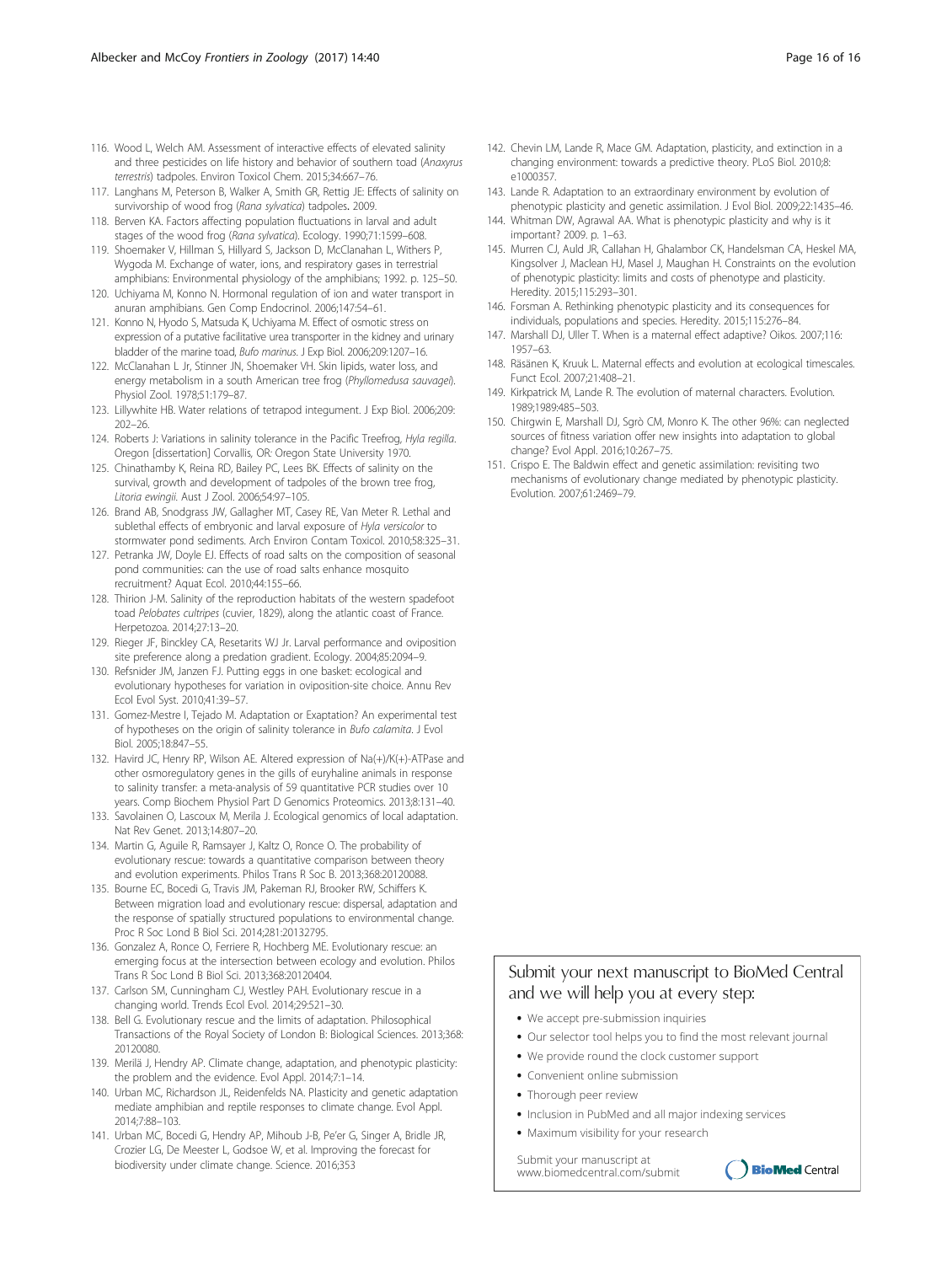116. Wood L, Welch AM. Assessment of interactive effects of elevated salinity and three pesticides on life history and behavior of southern toad (*Anaxyrus terrestris*) tadpoles. Environ Toxicol Chem. 2015;34:667–76.
117. Langhans M, Peterson B, Walker A, Smith GR, Rettig JE: Effects of salinity on survivorship of wood frog (*Rana sylvatica*) tadpoles. 2009.
118. Berven KA. Factors affecting population fluctuations in larval and adult stages of the wood frog (*Rana sylvatica*). Ecology. 1990;71:1599–608.
119. Shoemaker V, Hillman S, Hillyard S, Jackson D, McClanahan L, Withers P, Wygoda M. Exchange of water, ions, and respiratory gases in terrestrial amphibians: Environmental physiology of the amphibians; 1992. p. 125–50.
120. Uchiyama M, Konno N. Hormonal regulation of ion and water transport in anuran amphibians. Gen Comp Endocrinol. 2006;147:54–61.
121. Konno N, Hyodo S, Matsuda K, Uchiyama M. Effect of osmotic stress on expression of a putative facilitative urea transporter in the kidney and urinary bladder of the marine toad, *Bufo marinus*. J Exp Biol. 2006;209:1207–16.
122. McClanahan L Jr, Stinner JN, Shoemaker VH. Skin lipids, water loss, and energy metabolism in a south American tree frog (*Phyllomedusa sauvagei*). Physiol Zool. 1978;51:179–87.
123. Lillywhite HB. Water relations of tetrapod integument. J Exp Biol. 2006;209: 202–26.
124. Roberts J: Variations in salinity tolerance in the Pacific Treefrog, *Hyla regilla*. Oregon [dissertation] Corvallis, OR: Oregon State University 1970.
125. Chinathamby K, Reina RD, Bailey PC, Lees BK. Effects of salinity on the survival, growth and development of tadpoles of the brown tree frog, *Litoria ewingii*. Aust J Zool. 2006;54:97–105.
126. Brand AB, Snodgrass JW, Gallagher MT, Casey RE, Van Meter R. Lethal and sublethal effects of embryonic and larval exposure of *Hyla versicolor* to stormwater pond sediments. Arch Environ Contam Toxicol. 2010;58:325–31.
127. Petranka JW, Doyle EJ. Effects of road salts on the composition of seasonal pond communities: can the use of road salts enhance mosquito recruitment? Aquat Ecol. 2010;44:155–66.
128. Thirion J-M. Salinity of the reproduction habitats of the western spadefoot toad *Pelobates cultripes* (cuvier, 1829), along the atlantic coast of France. Herpetozoa. 2014;27:13–20.
129. Rieger JF, Binckley CA, Resetarits WJ Jr. Larval performance and oviposition site preference along a predation gradient. Ecology. 2004;85:2094–9.
130. Refsnider JM, Janzen FJ. Putting eggs in one basket: ecological and evolutionary hypotheses for variation in oviposition-site choice. Annu Rev Ecol Evol Syst. 2010;41:39–57.
131. Gomez-Mestre I, Tejado M. Adaptation or Exaptation? An experimental test of hypotheses on the origin of salinity tolerance in *Bufo calamita*. J Evol Biol. 2005;18:847–55.
132. Havird JC, Henry RP, Wilson AE. Altered expression of Na(+)/K(+)-ATPase and other osmoregulatory genes in the gills of euryhaline animals in response to salinity transfer: a meta-analysis of 59 quantitative PCR studies over 10 years. Comp Biochem Physiol Part D Genomics Proteomics. 2013;8:131–40.
133. Savolainen O, Lascoux M, Merila J. Ecological genomics of local adaptation. Nat Rev Genet. 2013;14:807–20.
134. Martin G, Aguile R, Ramsayer J, Kaltz O, Ronce O. The probability of evolutionary rescue: towards a quantitative comparison between theory and evolution experiments. Philos Trans R Soc B. 2013;368:20120088.
135. Bourne EC, Bocedi G, Travis JM, Pakeman RJ, Brooker RW, Schiffers K. Between migration load and evolutionary rescue: dispersal, adaptation and the response of spatially structured populations to environmental change. Proc R Soc Lond B Biol Sci. 2014;281:20132795.
136. Gonzalez A, Ronce O, Ferriere R, Hochberg ME. Evolutionary rescue: an emerging focus at the intersection between ecology and evolution. Philos Trans R Soc Lond B Biol Sci. 2013;368:20120404.
137. Carlson SM, Cunningham CJ, Westley PAH. Evolutionary rescue in a changing world. Trends Ecol Evol. 2014;29:521–30.
138. Bell G. Evolutionary rescue and the limits of adaptation. Philosophical Transactions of the Royal Society of London B: Biological Sciences. 2013;368: 20120080.
139. Merilä J, Hendry AP. Climate change, adaptation, and phenotypic plasticity: the problem and the evidence. Evol Appl. 2014;7:1–14.
140. Urban MC, Richardson JL, Reidenfelds NA. Plasticity and genetic adaptation mediate amphibian and reptile responses to climate change. Evol Appl. 2014;7:88–103.
141. Urban MC, Bocedi G, Hendry AP, Mihoub J-B, Pe'er G, Singer A, Bridle JR, Crozier LG, De Meester L, Godsoe W, et al. Improving the forecast for biodiversity under climate change. Science. 2016;353
142. Chevin LM, Lande R, Mace GM. Adaptation, plasticity, and extinction in a changing environment: towards a predictive theory. PLoS Biol. 2010;8: e1000357.
143. Lande R. Adaptation to an extraordinary environment by evolution of phenotypic plasticity and genetic assimilation. J Evol Biol. 2009;22:1435–46.
144. Whitman DW, Agrawal AA. What is phenotypic plasticity and why is it important? 2009. p. 1–63.
145. Murren CJ, Auld JR, Callahan H, Ghalambor CK, Handelsman CA, Heskel MA, Kingsolver J, Maclean HJ, Masel J, Maughan H. Constraints on the evolution of phenotypic plasticity: limits and costs of phenotype and plasticity. Heredity. 2015;115:293–301.
146. Forsman A. Rethinking phenotypic plasticity and its consequences for individuals, populations and species. Heredity. 2015;115:276–84.
147. Marshall DJ, Uller T. When is a maternal effect adaptive? Oikos. 2007;116: 1957–63.
148. Räsänen K, Kruuk L. Maternal effects and evolution at ecological timescales. Funct Ecol. 2007;21:408–21.
149. Kirkpatrick M, Lande R. The evolution of maternal characters. Evolution. 1989;1989:485–503.
150. Chirgwin E, Marshall DJ, Sgrò CM, Monro K. The other 96%: can neglected sources of fitness variation offer new insights into adaptation to global change? Evol Appl. 2016;10:267–75.
151. Crispo E. The Baldwin effect and genetic assimilation: revisiting two mechanisms of evolutionary change mediated by phenotypic plasticity. Evolution. 2007;61:2469–79.

Submit your next manuscript to BioMed Central and we will help you at every step:

- We accept pre-submission inquiries
- Our selector tool helps you to find the most relevant journal
- We provide round the clock customer support
- Convenient online submission
- Thorough peer review
- Inclusion in PubMed and all major indexing services
- Maximum visibility for your research

Submit your manuscript at
www.biomedcentral.com/submit

BioMed Central